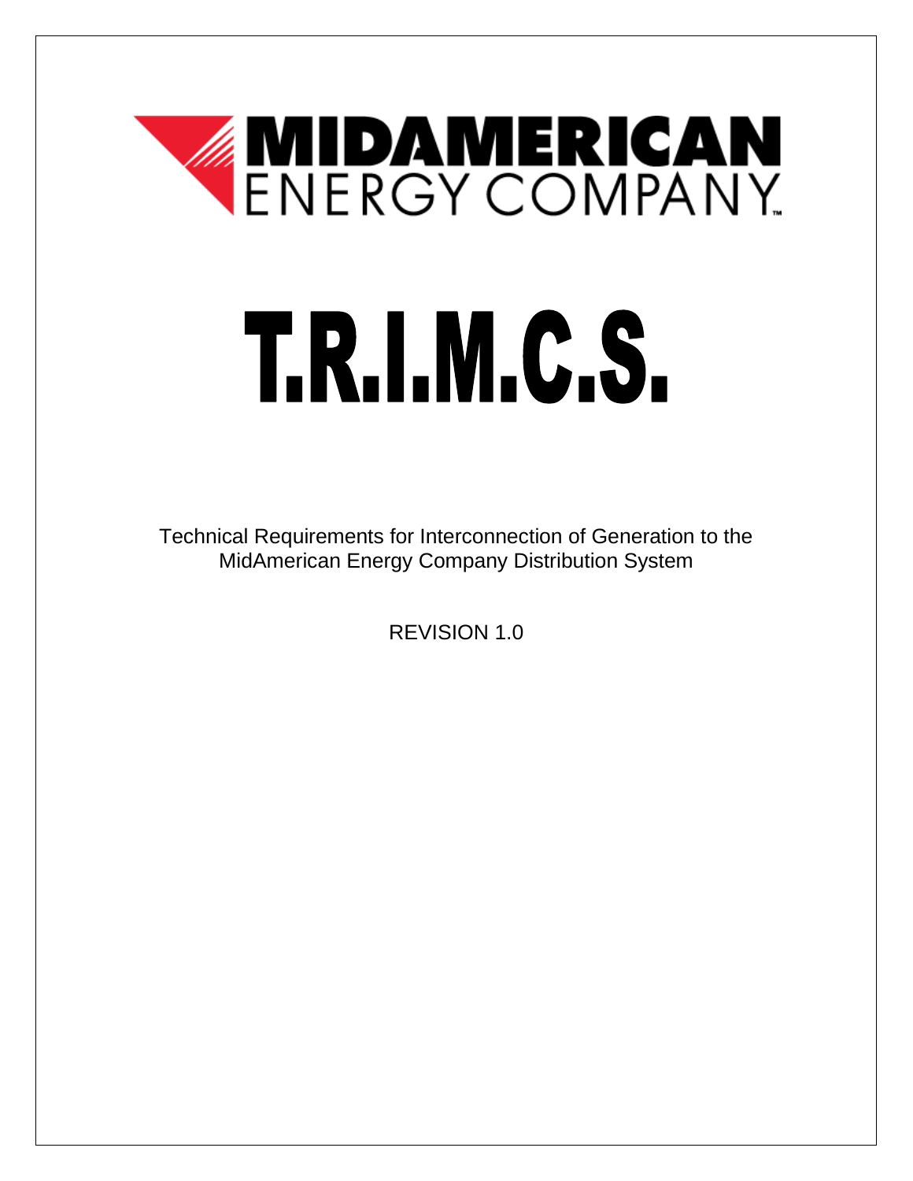MIDAMERICAN ENERGY COMPANY

# T.R.I.M.C.S.

Technical Requirements for Interconnection of Generation to the MidAmerican Energy Company Distribution System

REVISION 1.0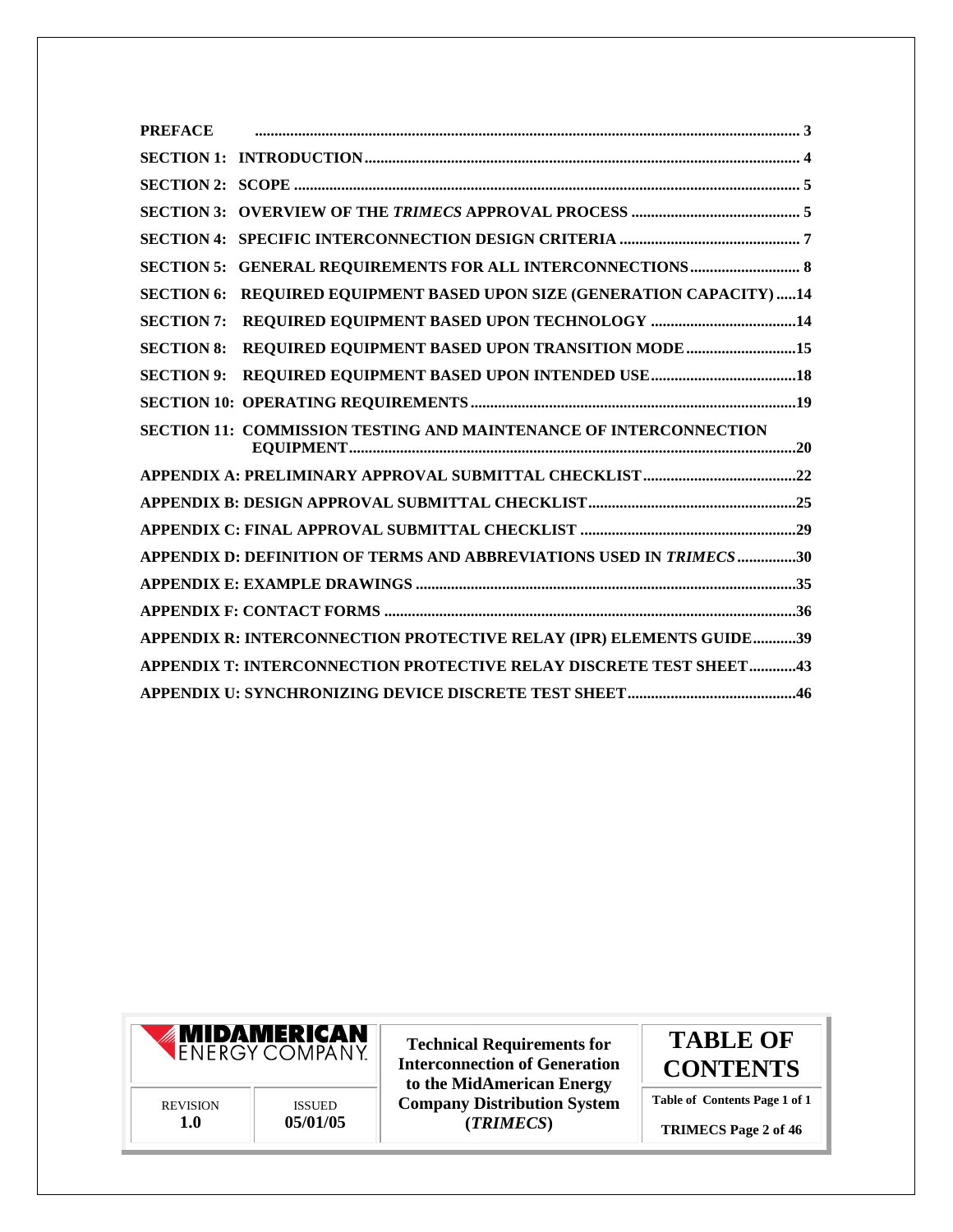| | |
|---|---|
| **PREFACE** | **3** |
| **SECTION 1: INTRODUCTION** | **4** |
| **SECTION 2: SCOPE** | **5** |
| **SECTION 3: OVERVIEW OF THE *TRIMECS* APPROVAL PROCESS** | **5** |
| **SECTION 4: SPECIFIC INTERCONNECTION DESIGN CRITERIA** | **7** |
| **SECTION 5: GENERAL REQUIREMENTS FOR ALL INTERCONNECTIONS** | **8** |
| **SECTION 6: REQUIRED EQUIPMENT BASED UPON SIZE (GENERATION CAPACITY)** | **14** |
| **SECTION 7: REQUIRED EQUIPMENT BASED UPON TECHNOLOGY** | **14** |
| **SECTION 8: REQUIRED EQUIPMENT BASED UPON TRANSITION MODE** | **15** |
| **SECTION 9: REQUIRED EQUIPMENT BASED UPON INTENDED USE** | **18** |
| **SECTION 10: OPERATING REQUIREMENTS** | **19** |
| **SECTION 11: COMMISSION TESTING AND MAINTENANCE OF INTERCONNECTION EQUIPMENT** | **20** |
| **APPENDIX A: PRELIMINARY APPROVAL SUBMITTAL CHECKLIST** | **22** |
| **APPENDIX B: DESIGN APPROVAL SUBMITTAL CHECKLIST** | **25** |
| **APPENDIX C: FINAL APPROVAL SUBMITTAL CHECKLIST** | **29** |
| **APPENDIX D: DEFINITION OF TERMS AND ABBREVIATIONS USED IN *TRIMECS*** | **30** |
| **APPENDIX E: EXAMPLE DRAWINGS** | **35** |
| **APPENDIX F: CONTACT FORMS** | **36** |
| **APPENDIX R: INTERCONNECTION PROTECTIVE RELAY (IPR) ELEMENTS GUIDE** | **39** |
| **APPENDIX T: INTERCONNECTION PROTECTIVE RELAY DISCRETE TEST SHEET** | **43** |
| **APPENDIX U: SYNCHRONIZING DEVICE DISCRETE TEST SHEET** | **46** |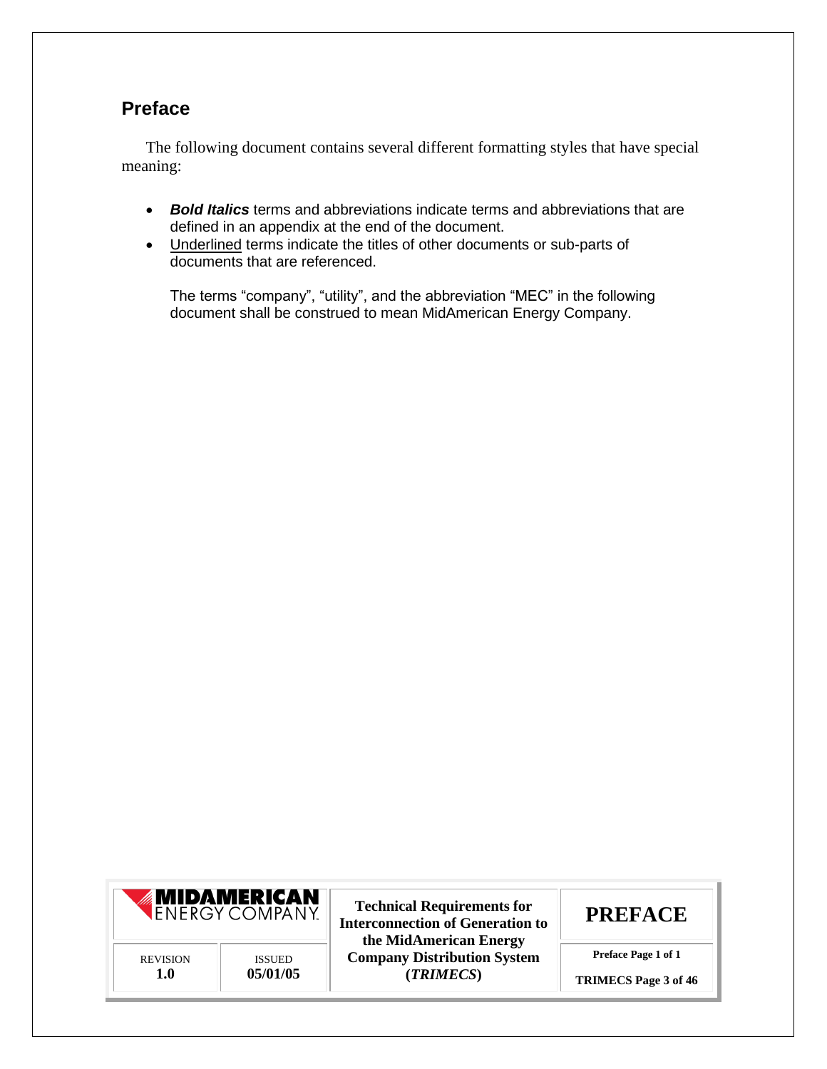## Preface

The following document contains several different formatting styles that have special meaning:

- ***Bold Italics*** terms and abbreviations indicate terms and abbreviations that are defined in an appendix at the end of the document.
- Underlined terms indicate the titles of other documents or sub-parts of documents that are referenced.

The terms "company", "utility", and the abbreviation "MEC" in the following document shall be construed to mean MidAmerican Energy Company.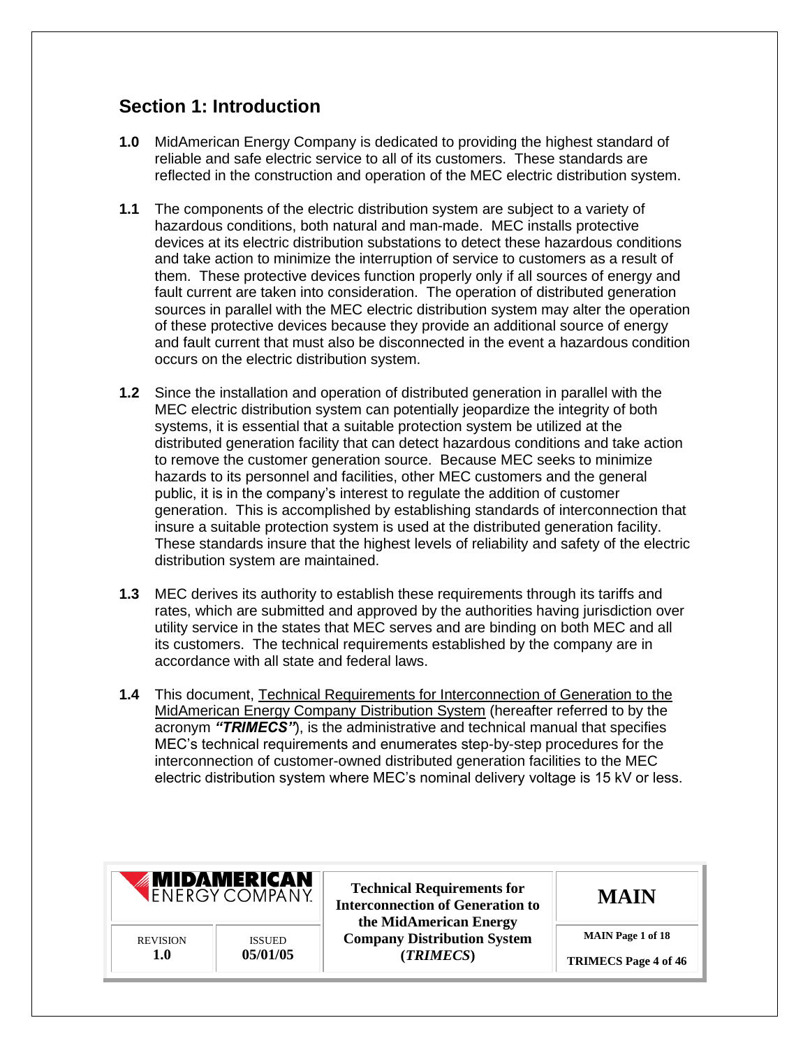## Section 1: Introduction

**1.0** MidAmerican Energy Company is dedicated to providing the highest standard of reliable and safe electric service to all of its customers. These standards are reflected in the construction and operation of the MEC electric distribution system.

**1.1** The components of the electric distribution system are subject to a variety of hazardous conditions, both natural and man-made. MEC installs protective devices at its electric distribution substations to detect these hazardous conditions and take action to minimize the interruption of service to customers as a result of them. These protective devices function properly only if all sources of energy and fault current are taken into consideration. The operation of distributed generation sources in parallel with the MEC electric distribution system may alter the operation of these protective devices because they provide an additional source of energy and fault current that must also be disconnected in the event a hazardous condition occurs on the electric distribution system.

**1.2** Since the installation and operation of distributed generation in parallel with the MEC electric distribution system can potentially jeopardize the integrity of both systems, it is essential that a suitable protection system be utilized at the distributed generation facility that can detect hazardous conditions and take action to remove the customer generation source. Because MEC seeks to minimize hazards to its personnel and facilities, other MEC customers and the general public, it is in the company's interest to regulate the addition of customer generation. This is accomplished by establishing standards of interconnection that insure a suitable protection system is used at the distributed generation facility. These standards insure that the highest levels of reliability and safety of the electric distribution system are maintained.

**1.3** MEC derives its authority to establish these requirements through its tariffs and rates, which are submitted and approved by the authorities having jurisdiction over utility service in the states that MEC serves and are binding on both MEC and all its customers. The technical requirements established by the company are in accordance with all state and federal laws.

**1.4** This document, <u>Technical Requirements for Interconnection of Generation to the MidAmerican Energy Company Distribution System</u> (hereafter referred to by the acronym ***"TRIMECS"***), is the administrative and technical manual that specifies MEC's technical requirements and enumerates step-by-step procedures for the interconnection of customer-owned distributed generation facilities to the MEC electric distribution system where MEC's nominal delivery voltage is 15 kV or less.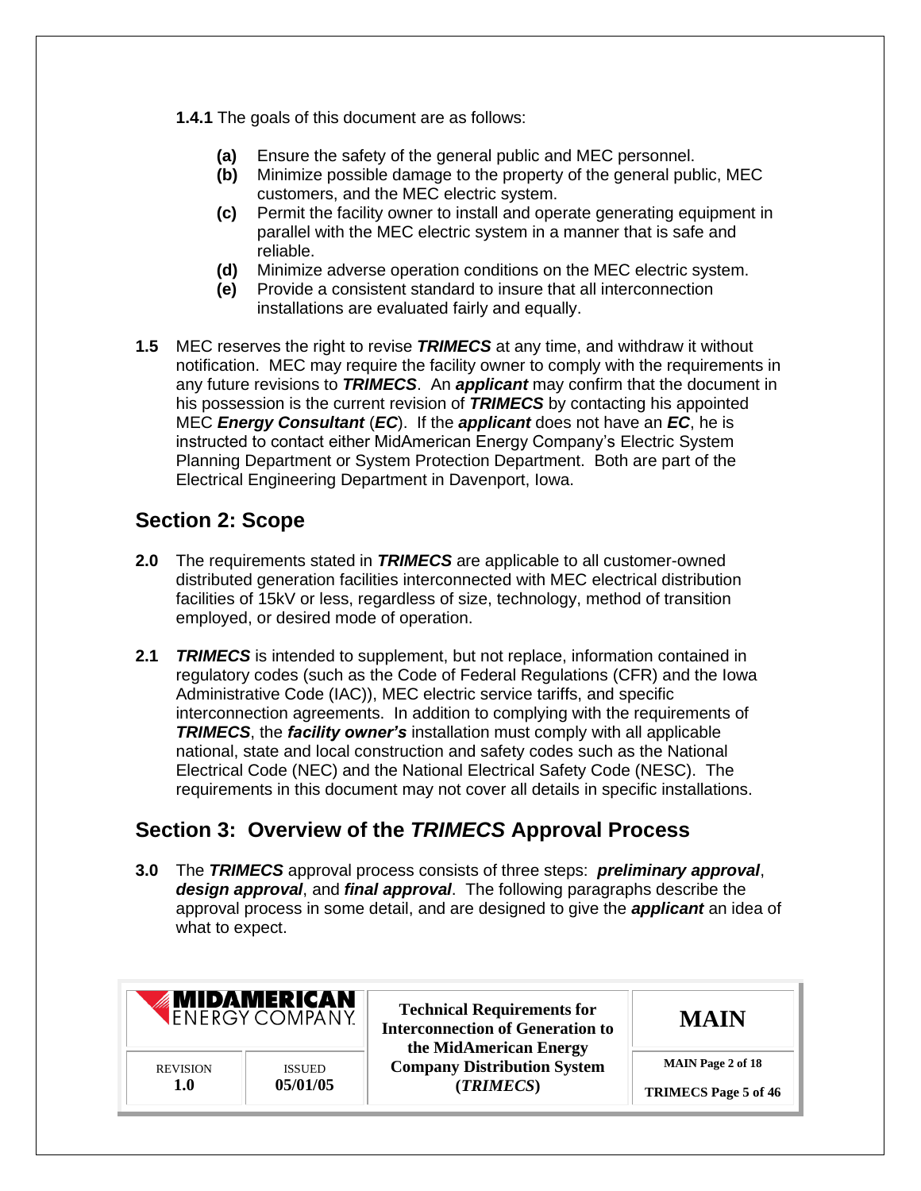**1.4.1** The goals of this document are as follows:

- **(a)** Ensure the safety of the general public and MEC personnel.
- **(b)** Minimize possible damage to the property of the general public, MEC customers, and the MEC electric system.
- **(c)** Permit the facility owner to install and operate generating equipment in parallel with the MEC electric system in a manner that is safe and reliable.
- **(d)** Minimize adverse operation conditions on the MEC electric system.
- **(e)** Provide a consistent standard to insure that all interconnection installations are evaluated fairly and equally.

**1.5** MEC reserves the right to revise ***TRIMECS*** at any time, and withdraw it without notification. MEC may require the facility owner to comply with the requirements in any future revisions to ***TRIMECS***. An ***applicant*** may confirm that the document in his possession is the current revision of ***TRIMECS*** by contacting his appointed MEC ***Energy Consultant*** (***EC***). If the ***applicant*** does not have an ***EC***, he is instructed to contact either MidAmerican Energy Company's Electric System Planning Department or System Protection Department. Both are part of the Electrical Engineering Department in Davenport, Iowa.

## Section 2: Scope

**2.0** The requirements stated in ***TRIMECS*** are applicable to all customer-owned distributed generation facilities interconnected with MEC electrical distribution facilities of 15kV or less, regardless of size, technology, method of transition employed, or desired mode of operation.

**2.1** ***TRIMECS*** is intended to supplement, but not replace, information contained in regulatory codes (such as the Code of Federal Regulations (CFR) and the Iowa Administrative Code (IAC)), MEC electric service tariffs, and specific interconnection agreements. In addition to complying with the requirements of ***TRIMECS***, the ***facility owner's*** installation must comply with all applicable national, state and local construction and safety codes such as the National Electrical Code (NEC) and the National Electrical Safety Code (NESC). The requirements in this document may not cover all details in specific installations.

## Section 3: Overview of the *TRIMECS* Approval Process

**3.0** The ***TRIMECS*** approval process consists of three steps: ***preliminary approval***, ***design approval***, and ***final approval***. The following paragraphs describe the approval process in some detail, and are designed to give the ***applicant*** an idea of what to expect.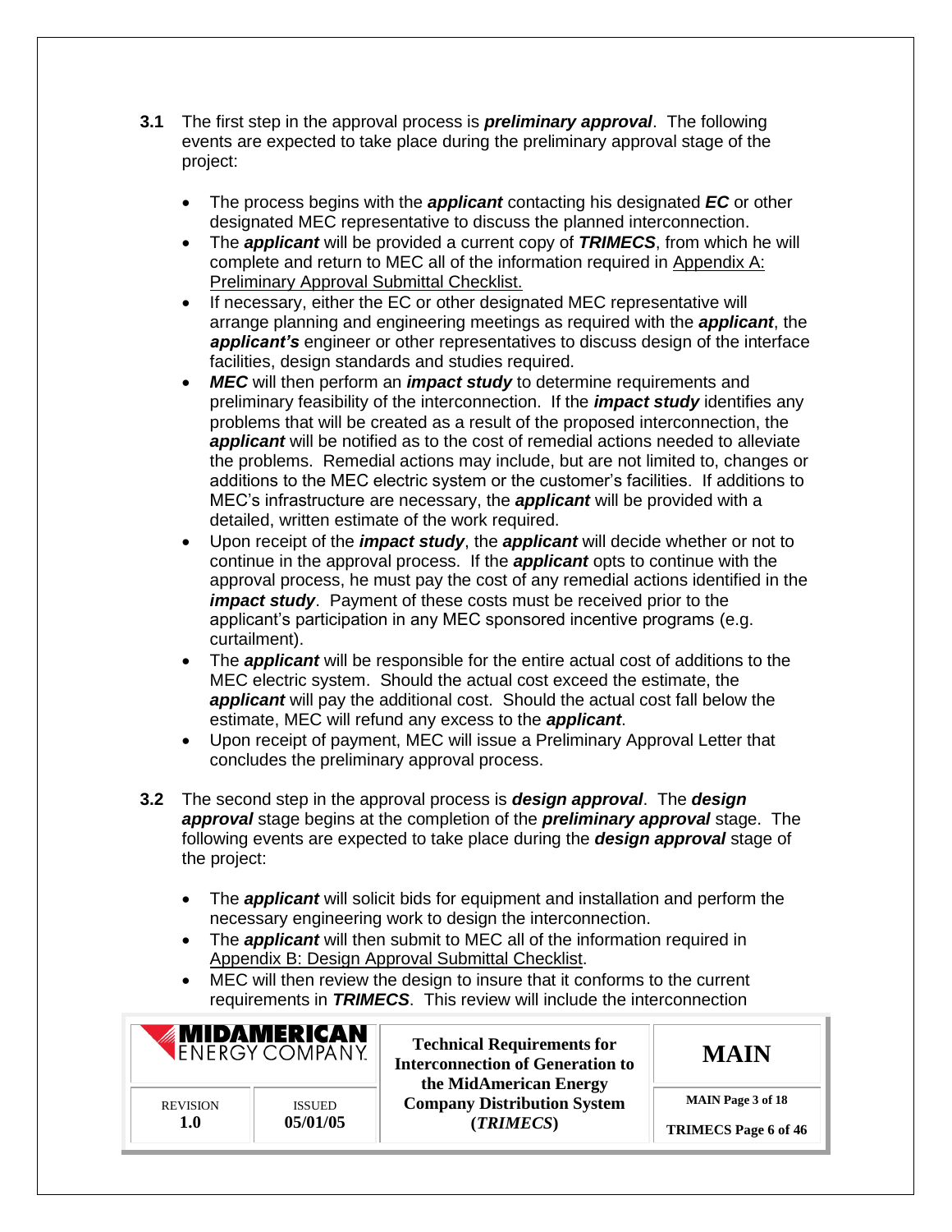**3.1** The first step in the approval process is ***preliminary approval***. The following events are expected to take place during the preliminary approval stage of the project:

- The process begins with the ***applicant*** contacting his designated ***EC*** or other designated MEC representative to discuss the planned interconnection.
- The ***applicant*** will be provided a current copy of ***TRIMECS***, from which he will complete and return to MEC all of the information required in Appendix A: Preliminary Approval Submittal Checklist.
- If necessary, either the EC or other designated MEC representative will arrange planning and engineering meetings as required with the ***applicant***, the ***applicant's*** engineer or other representatives to discuss design of the interface facilities, design standards and studies required.
- ***MEC*** will then perform an ***impact study*** to determine requirements and preliminary feasibility of the interconnection. If the ***impact study*** identifies any problems that will be created as a result of the proposed interconnection, the ***applicant*** will be notified as to the cost of remedial actions needed to alleviate the problems. Remedial actions may include, but are not limited to, changes or additions to the MEC electric system or the customer's facilities. If additions to MEC's infrastructure are necessary, the ***applicant*** will be provided with a detailed, written estimate of the work required.
- Upon receipt of the ***impact study***, the ***applicant*** will decide whether or not to continue in the approval process. If the ***applicant*** opts to continue with the approval process, he must pay the cost of any remedial actions identified in the ***impact study***. Payment of these costs must be received prior to the applicant's participation in any MEC sponsored incentive programs (e.g. curtailment).
- The ***applicant*** will be responsible for the entire actual cost of additions to the MEC electric system. Should the actual cost exceed the estimate, the ***applicant*** will pay the additional cost. Should the actual cost fall below the estimate, MEC will refund any excess to the ***applicant***.
- Upon receipt of payment, MEC will issue a Preliminary Approval Letter that concludes the preliminary approval process.

**3.2** The second step in the approval process is ***design approval***. The ***design approval*** stage begins at the completion of the ***preliminary approval*** stage. The following events are expected to take place during the ***design approval*** stage of the project:

- The ***applicant*** will solicit bids for equipment and installation and perform the necessary engineering work to design the interconnection.
- The ***applicant*** will then submit to MEC all of the information required in Appendix B: Design Approval Submittal Checklist.
- MEC will then review the design to insure that it conforms to the current requirements in ***TRIMECS***. This review will include the interconnection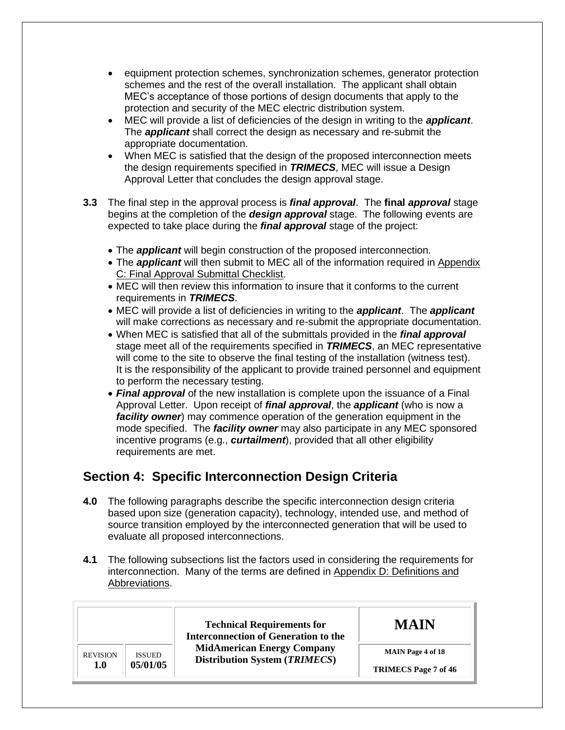- equipment protection schemes, synchronization schemes, generator protection schemes and the rest of the overall installation. The applicant shall obtain MEC's acceptance of those portions of design documents that apply to the protection and security of the MEC electric distribution system.
- MEC will provide a list of deficiencies of the design in writing to the ***applicant***. The ***applicant*** shall correct the design as necessary and re-submit the appropriate documentation.
- When MEC is satisfied that the design of the proposed interconnection meets the design requirements specified in ***TRIMECS***, MEC will issue a Design Approval Letter that concludes the design approval stage.

**3.3** The final step in the approval process is ***final approval***. The **final *approval*** stage begins at the completion of the ***design approval*** stage. The following events are expected to take place during the ***final approval*** stage of the project:

- The ***applicant*** will begin construction of the proposed interconnection.
- The ***applicant*** will then submit to MEC all of the information required in Appendix C: Final Approval Submittal Checklist.
- MEC will then review this information to insure that it conforms to the current requirements in ***TRIMECS***.
- MEC will provide a list of deficiencies in writing to the ***applicant***. The ***applicant*** will make corrections as necessary and re-submit the appropriate documentation.
- When MEC is satisfied that all of the submittals provided in the ***final approval*** stage meet all of the requirements specified in ***TRIMECS***, an MEC representative will come to the site to observe the final testing of the installation (witness test). It is the responsibility of the applicant to provide trained personnel and equipment to perform the necessary testing.
- ***Final approval*** of the new installation is complete upon the issuance of a Final Approval Letter. Upon receipt of ***final approval***, the ***applicant*** (who is now a ***facility owner***) may commence operation of the generation equipment in the mode specified. The ***facility owner*** may also participate in any MEC sponsored incentive programs (e.g., ***curtailment***), provided that all other eligibility requirements are met.

## Section 4: Specific Interconnection Design Criteria

**4.0** The following paragraphs describe the specific interconnection design criteria based upon size (generation capacity), technology, intended use, and method of source transition employed by the interconnected generation that will be used to evaluate all proposed interconnections.

**4.1** The following subsections list the factors used in considering the requirements for interconnection. Many of the terms are defined in Appendix D: Definitions and Abbreviations.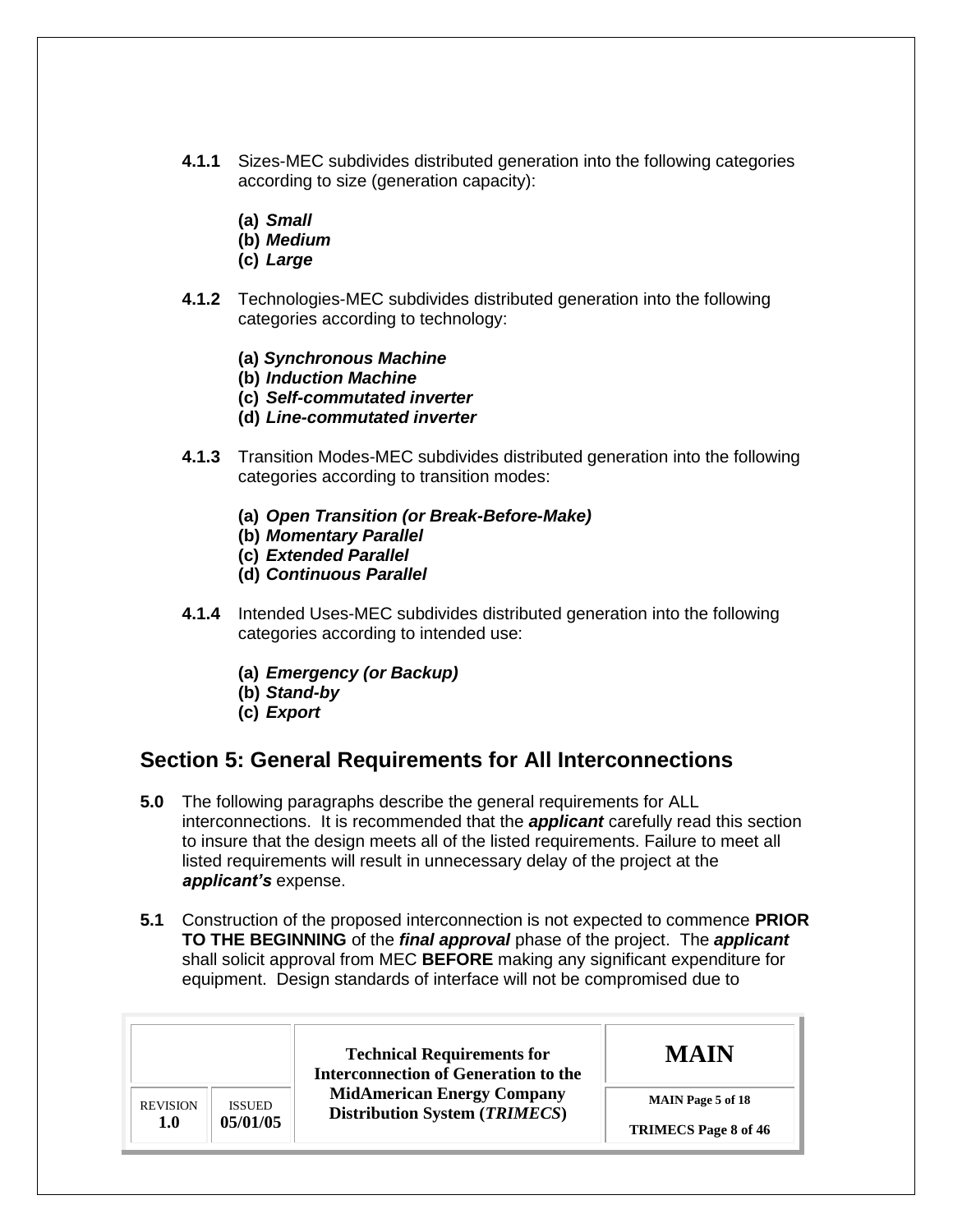**4.1.1** Sizes-MEC subdivides distributed generation into the following categories according to size (generation capacity):

**(a)** ***Small***
**(b)** ***Medium***
**(c)** ***Large***

**4.1.2** Technologies-MEC subdivides distributed generation into the following categories according to technology:

**(a)** ***Synchronous Machine***
**(b)** ***Induction Machine***
**(c)** ***Self-commutated inverter***
**(d)** ***Line-commutated inverter***

**4.1.3** Transition Modes-MEC subdivides distributed generation into the following categories according to transition modes:

**(a)** ***Open Transition (or Break-Before-Make)***
**(b)** ***Momentary Parallel***
**(c)** ***Extended Parallel***
**(d)** ***Continuous Parallel***

**4.1.4** Intended Uses-MEC subdivides distributed generation into the following categories according to intended use:

**(a)** ***Emergency (or Backup)***
**(b)** ***Stand-by***
**(c)** ***Export***

## Section 5: General Requirements for All Interconnections

**5.0** The following paragraphs describe the general requirements for ALL interconnections. It is recommended that the ***applicant*** carefully read this section to insure that the design meets all of the listed requirements. Failure to meet all listed requirements will result in unnecessary delay of the project at the ***applicant's*** expense.

**5.1** Construction of the proposed interconnection is not expected to commence **PRIOR TO THE BEGINNING** of the ***final approval*** phase of the project. The ***applicant*** shall solicit approval from MEC **BEFORE** making any significant expenditure for equipment. Design standards of interface will not be compromised due to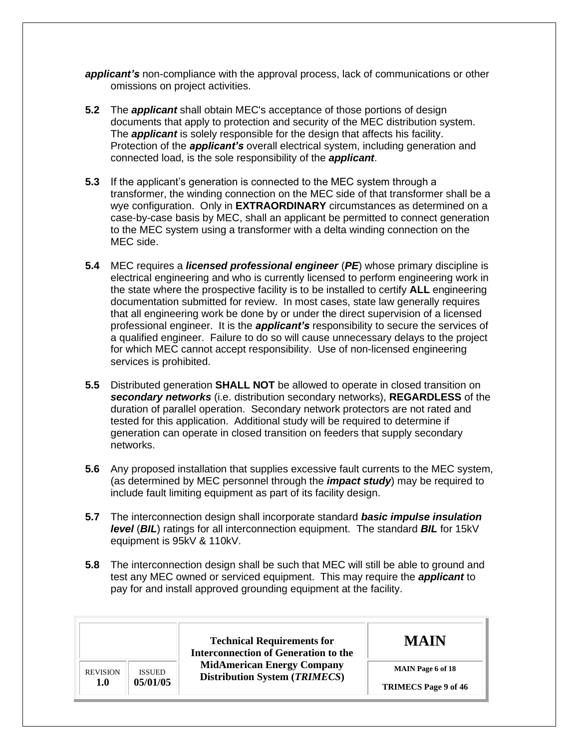***applicant's*** non-compliance with the approval process, lack of communications or other omissions on project activities.

**5.2** The ***applicant*** shall obtain MEC's acceptance of those portions of design documents that apply to protection and security of the MEC distribution system. The ***applicant*** is solely responsible for the design that affects his facility. Protection of the ***applicant's*** overall electrical system, including generation and connected load, is the sole responsibility of the ***applicant***.

**5.3** If the applicant's generation is connected to the MEC system through a transformer, the winding connection on the MEC side of that transformer shall be a wye configuration. Only in **EXTRAORDINARY** circumstances as determined on a case-by-case basis by MEC, shall an applicant be permitted to connect generation to the MEC system using a transformer with a delta winding connection on the MEC side.

**5.4** MEC requires a ***licensed professional engineer*** (***PE***) whose primary discipline is electrical engineering and who is currently licensed to perform engineering work in the state where the prospective facility is to be installed to certify **ALL** engineering documentation submitted for review. In most cases, state law generally requires that all engineering work be done by or under the direct supervision of a licensed professional engineer. It is the ***applicant's*** responsibility to secure the services of a qualified engineer. Failure to do so will cause unnecessary delays to the project for which MEC cannot accept responsibility. Use of non-licensed engineering services is prohibited.

**5.5** Distributed generation **SHALL NOT** be allowed to operate in closed transition on ***secondary networks*** (i.e. distribution secondary networks), **REGARDLESS** of the duration of parallel operation. Secondary network protectors are not rated and tested for this application. Additional study will be required to determine if generation can operate in closed transition on feeders that supply secondary networks.

**5.6** Any proposed installation that supplies excessive fault currents to the MEC system, (as determined by MEC personnel through the ***impact study***) may be required to include fault limiting equipment as part of its facility design.

**5.7** The interconnection design shall incorporate standard ***basic impulse insulation level*** (***BIL***) ratings for all interconnection equipment. The standard ***BIL*** for 15kV equipment is 95kV & 110kV.

**5.8** The interconnection design shall be such that MEC will still be able to ground and test any MEC owned or serviced equipment. This may require the ***applicant*** to pay for and install approved grounding equipment at the facility.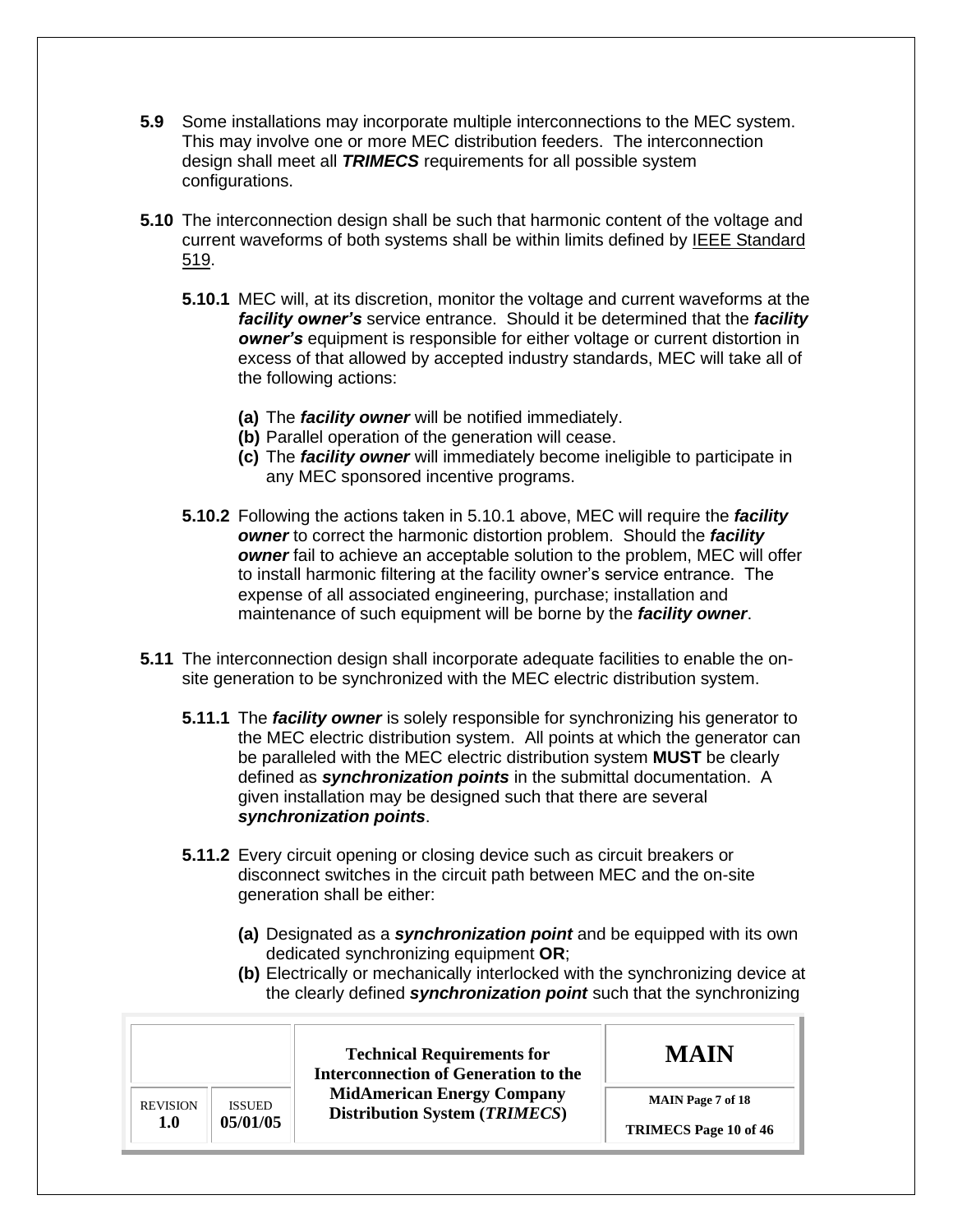**5.9** Some installations may incorporate multiple interconnections to the MEC system. This may involve one or more MEC distribution feeders. The interconnection design shall meet all ***TRIMECS*** requirements for all possible system configurations.

**5.10** The interconnection design shall be such that harmonic content of the voltage and current waveforms of both systems shall be within limits defined by IEEE Standard 519.

**5.10.1** MEC will, at its discretion, monitor the voltage and current waveforms at the ***facility owner's*** service entrance. Should it be determined that the ***facility owner's*** equipment is responsible for either voltage or current distortion in excess of that allowed by accepted industry standards, MEC will take all of the following actions:

- **(a)** The ***facility owner*** will be notified immediately.
- **(b)** Parallel operation of the generation will cease.
- **(c)** The ***facility owner*** will immediately become ineligible to participate in any MEC sponsored incentive programs.

**5.10.2** Following the actions taken in 5.10.1 above, MEC will require the ***facility owner*** to correct the harmonic distortion problem. Should the ***facility owner*** fail to achieve an acceptable solution to the problem, MEC will offer to install harmonic filtering at the facility owner's service entrance. The expense of all associated engineering, purchase; installation and maintenance of such equipment will be borne by the ***facility owner***.

**5.11** The interconnection design shall incorporate adequate facilities to enable the on-site generation to be synchronized with the MEC electric distribution system.

**5.11.1** The ***facility owner*** is solely responsible for synchronizing his generator to the MEC electric distribution system. All points at which the generator can be paralleled with the MEC electric distribution system **MUST** be clearly defined as ***synchronization points*** in the submittal documentation. A given installation may be designed such that there are several ***synchronization points***.

**5.11.2** Every circuit opening or closing device such as circuit breakers or disconnect switches in the circuit path between MEC and the on-site generation shall be either:

- **(a)** Designated as a ***synchronization point*** and be equipped with its own dedicated synchronizing equipment **OR**;
- **(b)** Electrically or mechanically interlocked with the synchronizing device at the clearly defined ***synchronization point*** such that the synchronizing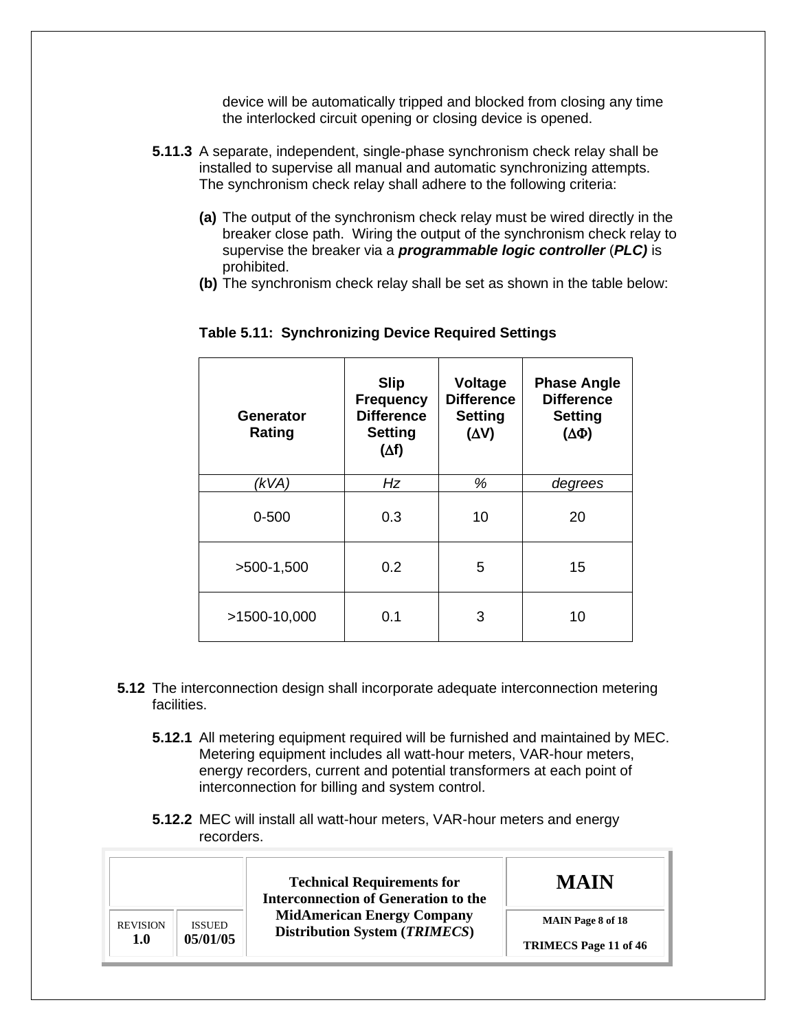device will be automatically tripped and blocked from closing any time the interlocked circuit opening or closing device is opened.

**5.11.3** A separate, independent, single-phase synchronism check relay shall be installed to supervise all manual and automatic synchronizing attempts. The synchronism check relay shall adhere to the following criteria:

**(a)** The output of the synchronism check relay must be wired directly in the breaker close path. Wiring the output of the synchronism check relay to supervise the breaker via a ***programmable logic controller*** (***PLC)*** is prohibited.

**(b)** The synchronism check relay shall be set as shown in the table below:

**Table 5.11: Synchronizing Device Required Settings**

| Generator Rating | Slip Frequency Difference Setting ($\Delta f$) | Voltage Difference Setting ($\Delta V$) | Phase Angle Difference Setting ($\Delta \Phi$) |
|---|---|---|---|
| *(kVA)* | *Hz* | *%* | *degrees* |
| 0-500 | 0.3 | 10 | 20 |
| >500-1,500 | 0.2 | 5 | 15 |
| >1500-10,000 | 0.1 | 3 | 10 |

**5.12** The interconnection design shall incorporate adequate interconnection metering facilities.

**5.12.1** All metering equipment required will be furnished and maintained by MEC. Metering equipment includes all watt-hour meters, VAR-hour meters, energy recorders, current and potential transformers at each point of interconnection for billing and system control.

**5.12.2** MEC will install all watt-hour meters, VAR-hour meters and energy recorders.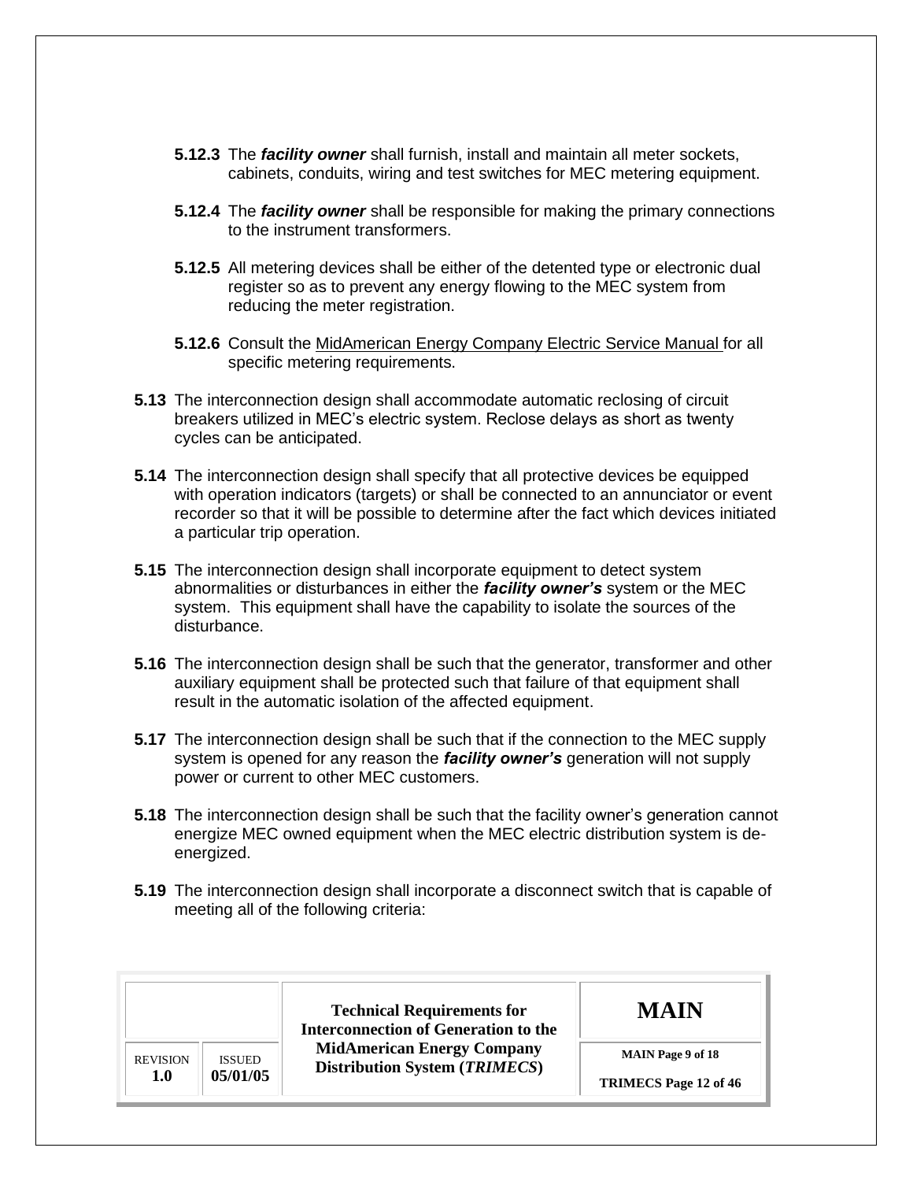**5.12.3** The ***facility owner*** shall furnish, install and maintain all meter sockets, cabinets, conduits, wiring and test switches for MEC metering equipment.

**5.12.4** The ***facility owner*** shall be responsible for making the primary connections to the instrument transformers.

**5.12.5** All metering devices shall be either of the detented type or electronic dual register so as to prevent any energy flowing to the MEC system from reducing the meter registration.

**5.12.6** Consult the MidAmerican Energy Company Electric Service Manual for all specific metering requirements.

**5.13** The interconnection design shall accommodate automatic reclosing of circuit breakers utilized in MEC's electric system. Reclose delays as short as twenty cycles can be anticipated.

**5.14** The interconnection design shall specify that all protective devices be equipped with operation indicators (targets) or shall be connected to an annunciator or event recorder so that it will be possible to determine after the fact which devices initiated a particular trip operation.

**5.15** The interconnection design shall incorporate equipment to detect system abnormalities or disturbances in either the ***facility owner's*** system or the MEC system. This equipment shall have the capability to isolate the sources of the disturbance.

**5.16** The interconnection design shall be such that the generator, transformer and other auxiliary equipment shall be protected such that failure of that equipment shall result in the automatic isolation of the affected equipment.

**5.17** The interconnection design shall be such that if the connection to the MEC supply system is opened for any reason the ***facility owner's*** generation will not supply power or current to other MEC customers.

**5.18** The interconnection design shall be such that the facility owner's generation cannot energize MEC owned equipment when the MEC electric distribution system is de-energized.

**5.19** The interconnection design shall incorporate a disconnect switch that is capable of meeting all of the following criteria: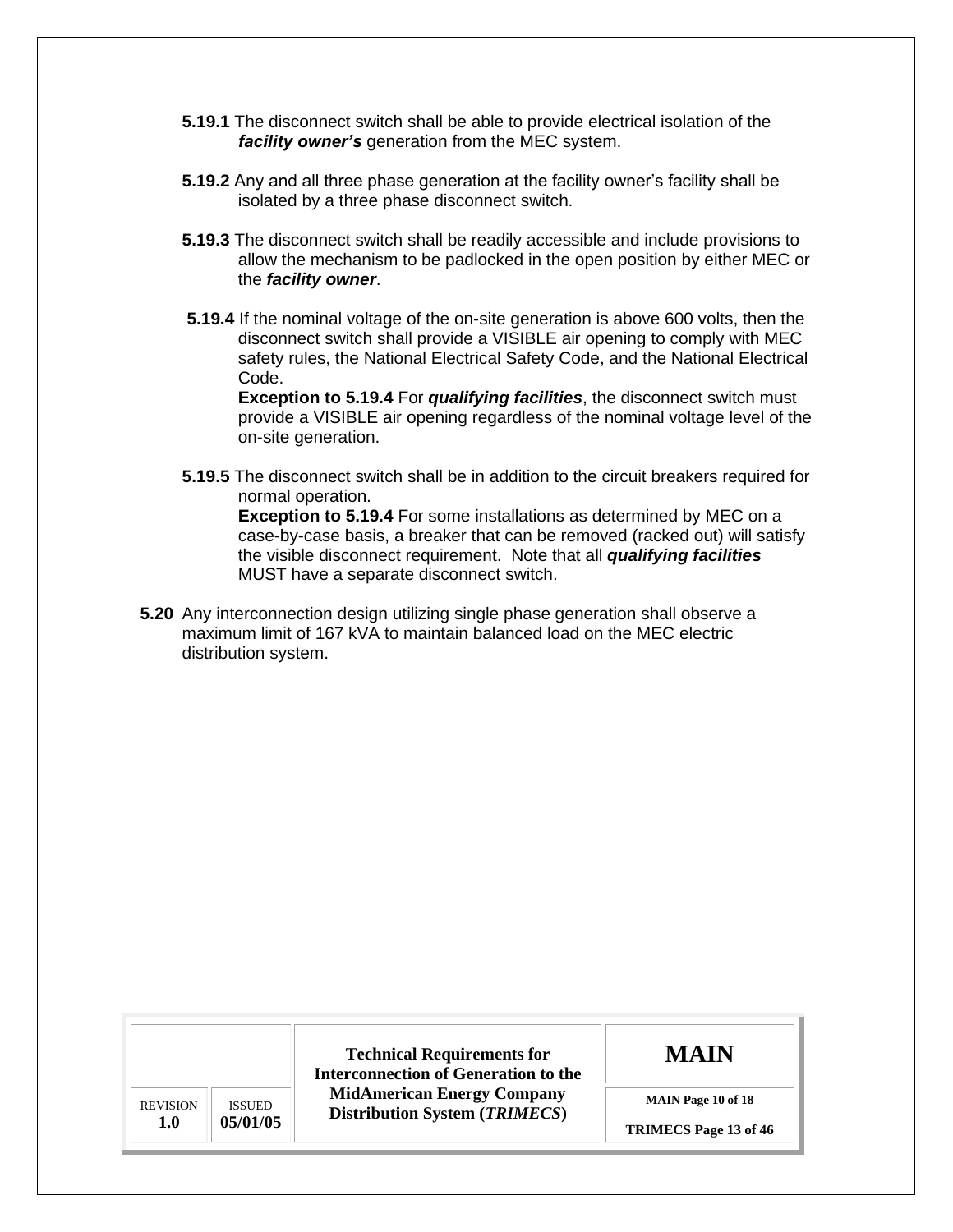**5.19.1** The disconnect switch shall be able to provide electrical isolation of the ***facility owner's*** generation from the MEC system.

**5.19.2** Any and all three phase generation at the facility owner's facility shall be isolated by a three phase disconnect switch.

**5.19.3** The disconnect switch shall be readily accessible and include provisions to allow the mechanism to be padlocked in the open position by either MEC or the ***facility owner***.

**5.19.4** If the nominal voltage of the on-site generation is above 600 volts, then the disconnect switch shall provide a VISIBLE air opening to comply with MEC safety rules, the National Electrical Safety Code, and the National Electrical Code.
**Exception to 5.19.4** For ***qualifying facilities***, the disconnect switch must provide a VISIBLE air opening regardless of the nominal voltage level of the on-site generation.

**5.19.5** The disconnect switch shall be in addition to the circuit breakers required for normal operation.
**Exception to 5.19.4** For some installations as determined by MEC on a case-by-case basis, a breaker that can be removed (racked out) will satisfy the visible disconnect requirement. Note that all ***qualifying facilities*** MUST have a separate disconnect switch.

**5.20** Any interconnection design utilizing single phase generation shall observe a maximum limit of 167 kVA to maintain balanced load on the MEC electric distribution system.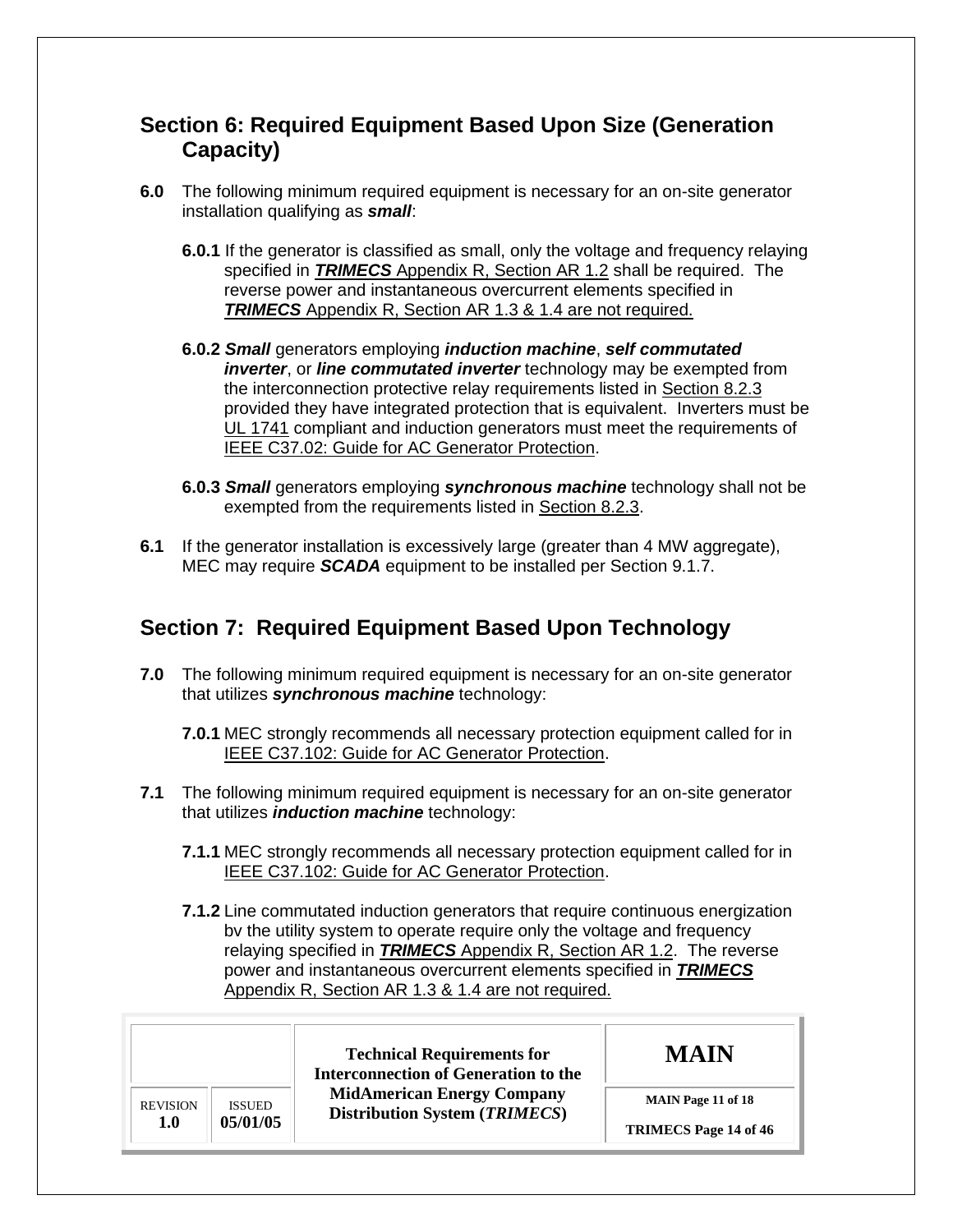## Section 6: Required Equipment Based Upon Size (Generation Capacity)

**6.0** The following minimum required equipment is necessary for an on-site generator installation qualifying as ***small***:

**6.0.1** If the generator is classified as small, only the voltage and frequency relaying specified in ***TRIMECS*** Appendix R, Section AR 1.2 shall be required. The reverse power and instantaneous overcurrent elements specified in ***TRIMECS*** Appendix R, Section AR 1.3 & 1.4 are not required.

**6.0.2** ***Small*** generators employing ***induction machine***, ***self commutated inverter***, or ***line commutated inverter*** technology may be exempted from the interconnection protective relay requirements listed in Section 8.2.3 provided they have integrated protection that is equivalent. Inverters must be UL 1741 compliant and induction generators must meet the requirements of IEEE C37.02: Guide for AC Generator Protection.

**6.0.3** ***Small*** generators employing ***synchronous machine*** technology shall not be exempted from the requirements listed in Section 8.2.3.

**6.1** If the generator installation is excessively large (greater than 4 MW aggregate), MEC may require ***SCADA*** equipment to be installed per Section 9.1.7.

## Section 7: Required Equipment Based Upon Technology

**7.0** The following minimum required equipment is necessary for an on-site generator that utilizes ***synchronous machine*** technology:

**7.0.1** MEC strongly recommends all necessary protection equipment called for in IEEE C37.102: Guide for AC Generator Protection.

**7.1** The following minimum required equipment is necessary for an on-site generator that utilizes ***induction machine*** technology:

**7.1.1** MEC strongly recommends all necessary protection equipment called for in IEEE C37.102: Guide for AC Generator Protection.

**7.1.2** Line commutated induction generators that require continuous energization bv the utility system to operate require only the voltage and frequency relaying specified in ***TRIMECS*** Appendix R, Section AR 1.2. The reverse power and instantaneous overcurrent elements specified in ***TRIMECS*** Appendix R, Section AR 1.3 & 1.4 are not required.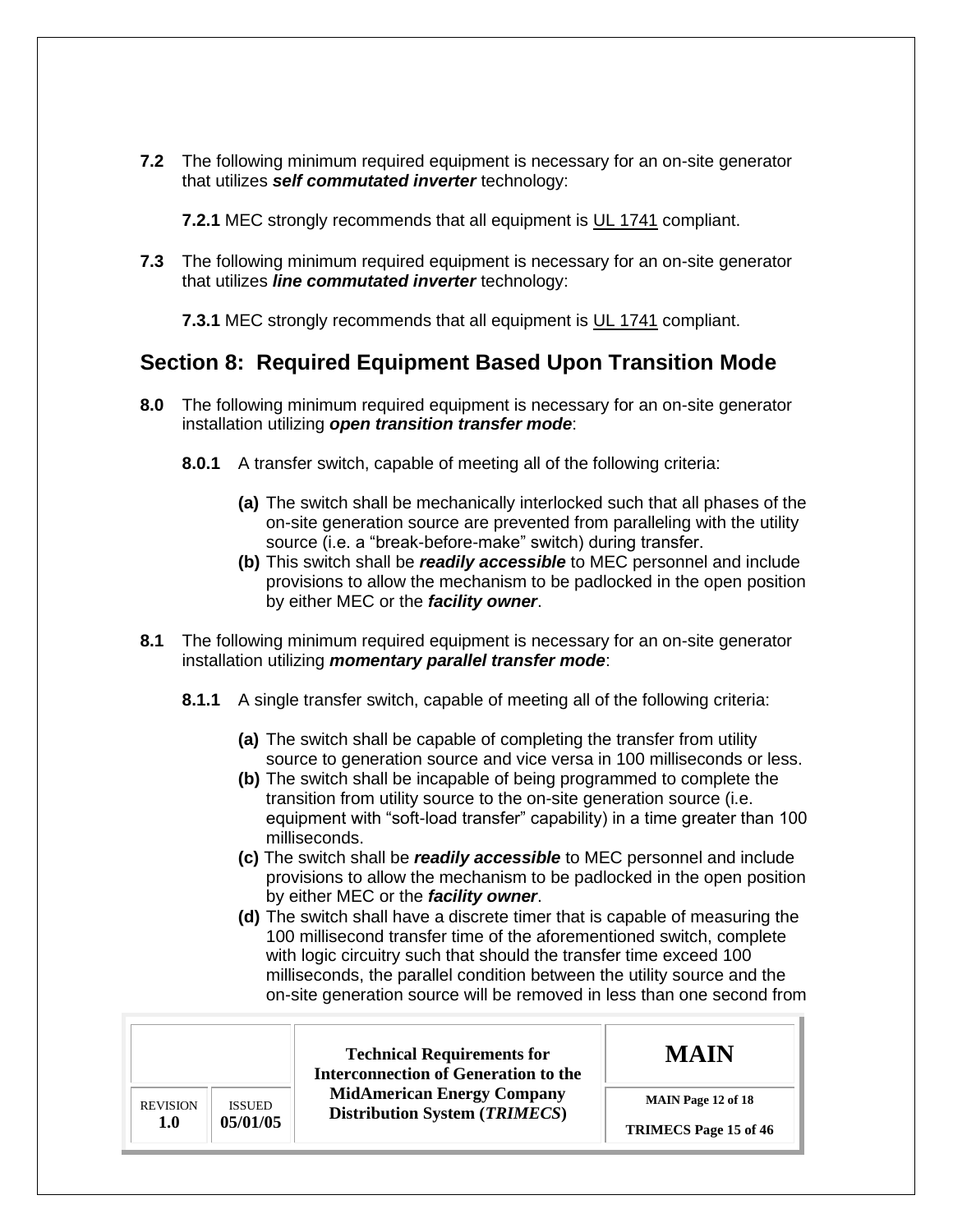**7.2** The following minimum required equipment is necessary for an on-site generator that utilizes ***self commutated inverter*** technology:

**7.2.1** MEC strongly recommends that all equipment is UL 1741 compliant.

**7.3** The following minimum required equipment is necessary for an on-site generator that utilizes ***line commutated inverter*** technology:

**7.3.1** MEC strongly recommends that all equipment is UL 1741 compliant.

## Section 8: Required Equipment Based Upon Transition Mode

**8.0** The following minimum required equipment is necessary for an on-site generator installation utilizing ***open transition transfer mode***:

**8.0.1** A transfer switch, capable of meeting all of the following criteria:

- **(a)** The switch shall be mechanically interlocked such that all phases of the on-site generation source are prevented from paralleling with the utility source (i.e. a "break-before-make" switch) during transfer.
- **(b)** This switch shall be ***readily accessible*** to MEC personnel and include provisions to allow the mechanism to be padlocked in the open position by either MEC or the ***facility owner***.

**8.1** The following minimum required equipment is necessary for an on-site generator installation utilizing ***momentary parallel transfer mode***:

**8.1.1** A single transfer switch, capable of meeting all of the following criteria:

- **(a)** The switch shall be capable of completing the transfer from utility source to generation source and vice versa in 100 milliseconds or less.
- **(b)** The switch shall be incapable of being programmed to complete the transition from utility source to the on-site generation source (i.e. equipment with "soft-load transfer" capability) in a time greater than 100 milliseconds.
- **(c)** The switch shall be ***readily accessible*** to MEC personnel and include provisions to allow the mechanism to be padlocked in the open position by either MEC or the ***facility owner***.
- **(d)** The switch shall have a discrete timer that is capable of measuring the 100 millisecond transfer time of the aforementioned switch, complete with logic circuitry such that should the transfer time exceed 100 milliseconds, the parallel condition between the utility source and the on-site generation source will be removed in less than one second from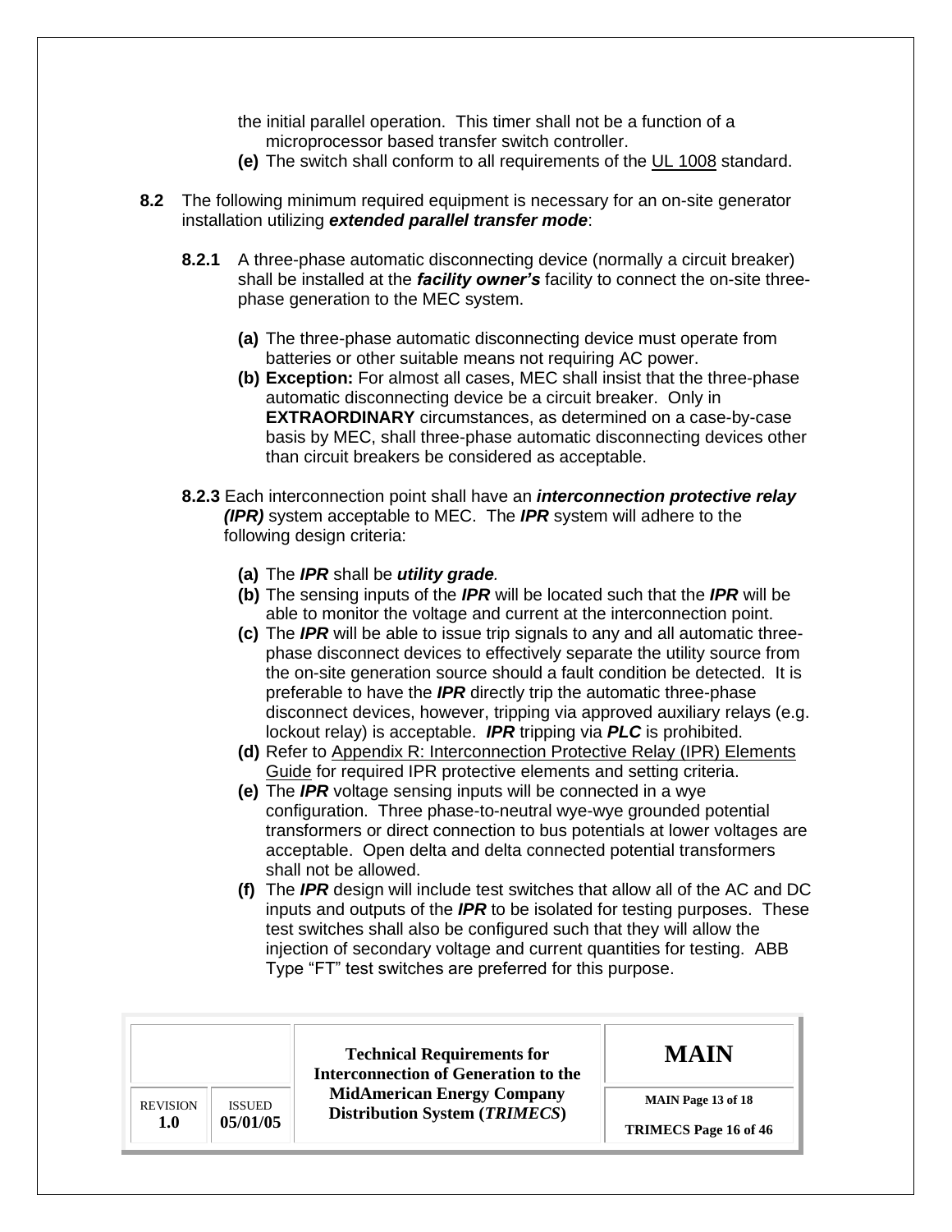the initial parallel operation. This timer shall not be a function of a microprocessor based transfer switch controller.

**(e)** The switch shall conform to all requirements of the UL 1008 standard.

**8.2** The following minimum required equipment is necessary for an on-site generator installation utilizing ***extended parallel transfer mode***:

**8.2.1** A three-phase automatic disconnecting device (normally a circuit breaker) shall be installed at the ***facility owner's*** facility to connect the on-site three-phase generation to the MEC system.

**(a)** The three-phase automatic disconnecting device must operate from batteries or other suitable means not requiring AC power.

**(b) Exception:** For almost all cases, MEC shall insist that the three-phase automatic disconnecting device be a circuit breaker. Only in **EXTRAORDINARY** circumstances, as determined on a case-by-case basis by MEC, shall three-phase automatic disconnecting devices other than circuit breakers be considered as acceptable.

**8.2.3** Each interconnection point shall have an ***interconnection protective relay (IPR)*** system acceptable to MEC. The ***IPR*** system will adhere to the following design criteria:

**(a)** The ***IPR*** shall be ***utility grade.***

**(b)** The sensing inputs of the ***IPR*** will be located such that the ***IPR*** will be able to monitor the voltage and current at the interconnection point.

**(c)** The ***IPR*** will be able to issue trip signals to any and all automatic three-phase disconnect devices to effectively separate the utility source from the on-site generation source should a fault condition be detected. It is preferable to have the ***IPR*** directly trip the automatic three-phase disconnect devices, however, tripping via approved auxiliary relays (e.g. lockout relay) is acceptable. ***IPR*** tripping via ***PLC*** is prohibited.

**(d)** Refer to Appendix R: Interconnection Protective Relay (IPR) Elements Guide for required IPR protective elements and setting criteria.

**(e)** The ***IPR*** voltage sensing inputs will be connected in a wye configuration. Three phase-to-neutral wye-wye grounded potential transformers or direct connection to bus potentials at lower voltages are acceptable. Open delta and delta connected potential transformers shall not be allowed.

**(f)** The ***IPR*** design will include test switches that allow all of the AC and DC inputs and outputs of the ***IPR*** to be isolated for testing purposes. These test switches shall also be configured such that they will allow the injection of secondary voltage and current quantities for testing. ABB Type "FT" test switches are preferred for this purpose.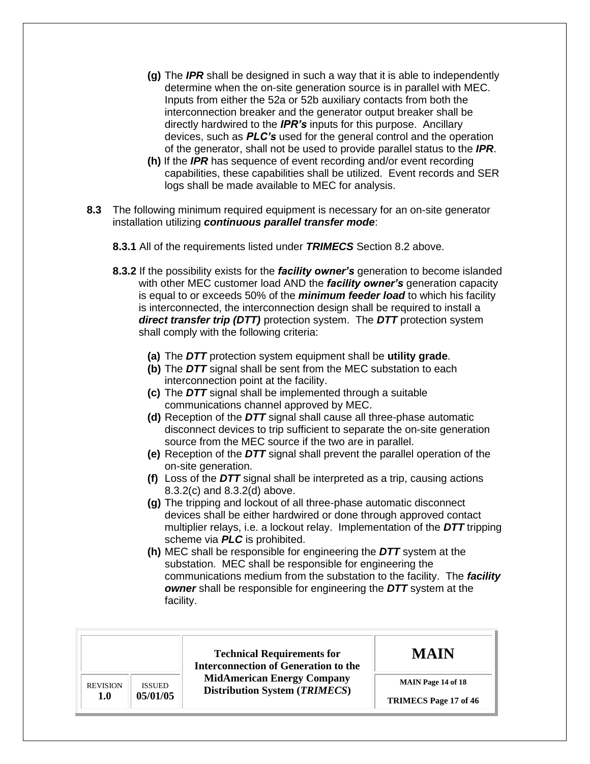(g) The ***IPR*** shall be designed in such a way that it is able to independently determine when the on-site generation source is in parallel with MEC. Inputs from either the 52a or 52b auxiliary contacts from both the interconnection breaker and the generator output breaker shall be directly hardwired to the ***IPR's*** inputs for this purpose. Ancillary devices, such as ***PLC's*** used for the general control and the operation of the generator, shall not be used to provide parallel status to the ***IPR***.

**(h)** If the ***IPR*** has sequence of event recording and/or event recording capabilities, these capabilities shall be utilized. Event records and SER logs shall be made available to MEC for analysis.

**8.3** The following minimum required equipment is necessary for an on-site generator installation utilizing ***continuous parallel transfer mode***:

**8.3.1** All of the requirements listed under ***TRIMECS*** Section 8.2 above.

**8.3.2** If the possibility exists for the ***facility owner's*** generation to become islanded with other MEC customer load AND the ***facility owner's*** generation capacity is equal to or exceeds 50% of the ***minimum feeder load*** to which his facility is interconnected, the interconnection design shall be required to install a ***direct transfer trip (DTT)*** protection system. The ***DTT*** protection system shall comply with the following criteria:

**(a)** The ***DTT*** protection system equipment shall be **utility grade**.

**(b)** The ***DTT*** signal shall be sent from the MEC substation to each interconnection point at the facility.

**(c)** The ***DTT*** signal shall be implemented through a suitable communications channel approved by MEC.

**(d)** Reception of the ***DTT*** signal shall cause all three-phase automatic disconnect devices to trip sufficient to separate the on-site generation source from the MEC source if the two are in parallel.

**(e)** Reception of the ***DTT*** signal shall prevent the parallel operation of the on-site generation.

**(f)** Loss of the ***DTT*** signal shall be interpreted as a trip, causing actions 8.3.2(c) and 8.3.2(d) above.

**(g)** The tripping and lockout of all three-phase automatic disconnect devices shall be either hardwired or done through approved contact multiplier relays, i.e. a lockout relay. Implementation of the ***DTT*** tripping scheme via ***PLC*** is prohibited.

**(h)** MEC shall be responsible for engineering the ***DTT*** system at the substation. MEC shall be responsible for engineering the communications medium from the substation to the facility. The ***facility owner*** shall be responsible for engineering the ***DTT*** system at the facility.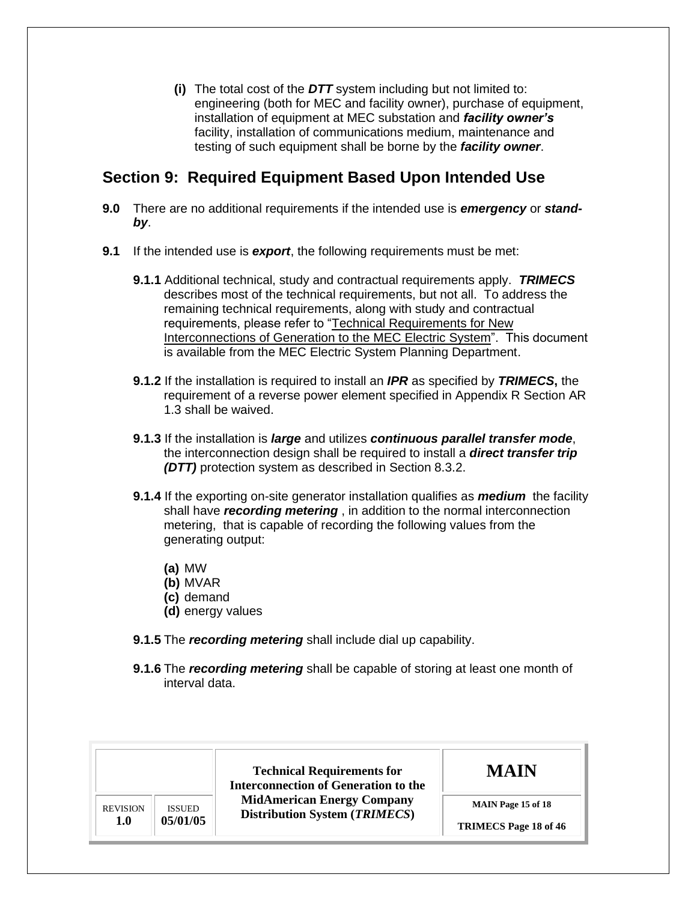**(i)** The total cost of the ***DTT*** system including but not limited to: engineering (both for MEC and facility owner), purchase of equipment, installation of equipment at MEC substation and ***facility owner's*** facility, installation of communications medium, maintenance and testing of such equipment shall be borne by the ***facility owner***.

## Section 9: Required Equipment Based Upon Intended Use

**9.0** There are no additional requirements if the intended use is ***emergency*** or ***stand-by***.

**9.1** If the intended use is ***export***, the following requirements must be met:

**9.1.1** Additional technical, study and contractual requirements apply. ***TRIMECS*** describes most of the technical requirements, but not all. To address the remaining technical requirements, along with study and contractual requirements, please refer to "Technical Requirements for New Interconnections of Generation to the MEC Electric System". This document is available from the MEC Electric System Planning Department.

**9.1.2** If the installation is required to install an ***IPR*** as specified by ***TRIMECS*****,** the requirement of a reverse power element specified in Appendix R Section AR 1.3 shall be waived.

**9.1.3** If the installation is ***large*** and utilizes ***continuous parallel transfer mode***, the interconnection design shall be required to install a ***direct transfer trip (DTT)*** protection system as described in Section 8.3.2.

**9.1.4** If the exporting on-site generator installation qualifies as ***medium*** the facility shall have ***recording metering*** , in addition to the normal interconnection metering, that is capable of recording the following values from the generating output:

**(a)** MW
**(b)** MVAR
**(c)** demand
**(d)** energy values

**9.1.5** The ***recording metering*** shall include dial up capability.

**9.1.6** The ***recording metering*** shall be capable of storing at least one month of interval data.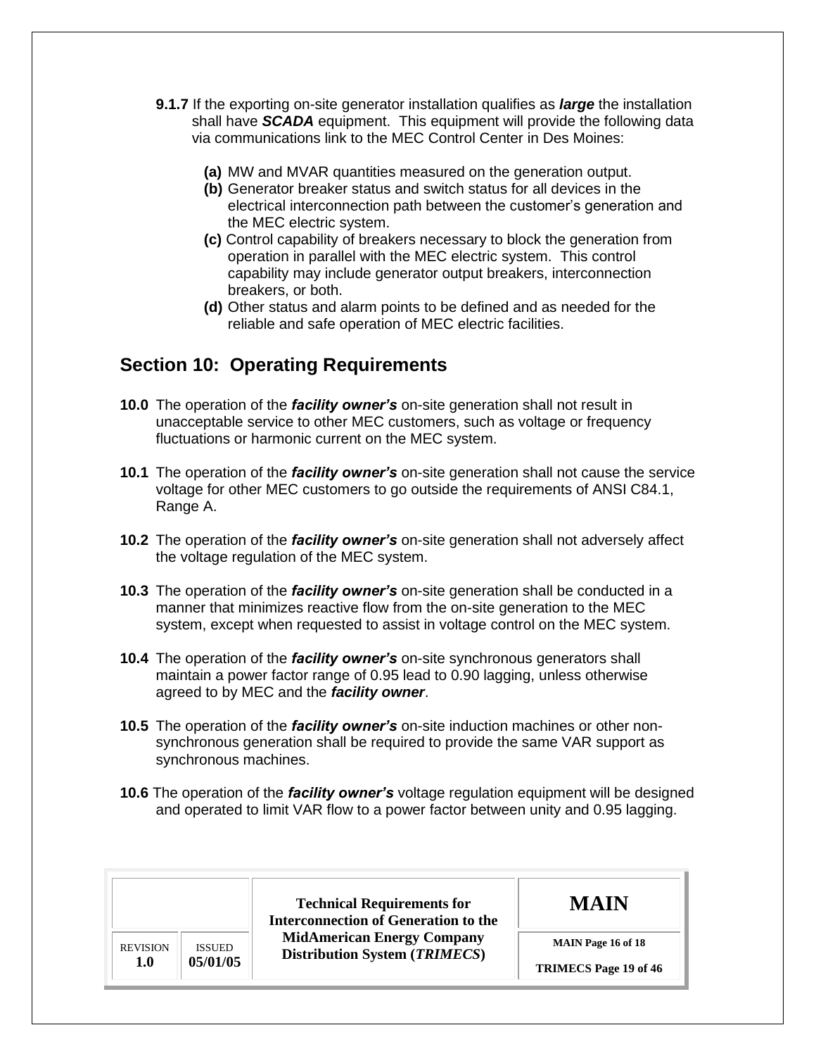**9.1.7** If the exporting on-site generator installation qualifies as ***large*** the installation shall have ***SCADA*** equipment. This equipment will provide the following data via communications link to the MEC Control Center in Des Moines:

- **(a)** MW and MVAR quantities measured on the generation output.
- **(b)** Generator breaker status and switch status for all devices in the electrical interconnection path between the customer's generation and the MEC electric system.
- **(c)** Control capability of breakers necessary to block the generation from operation in parallel with the MEC electric system. This control capability may include generator output breakers, interconnection breakers, or both.
- **(d)** Other status and alarm points to be defined and as needed for the reliable and safe operation of MEC electric facilities.

## Section 10: Operating Requirements

**10.0** The operation of the ***facility owner's*** on-site generation shall not result in unacceptable service to other MEC customers, such as voltage or frequency fluctuations or harmonic current on the MEC system.

**10.1** The operation of the ***facility owner's*** on-site generation shall not cause the service voltage for other MEC customers to go outside the requirements of ANSI C84.1, Range A.

**10.2** The operation of the ***facility owner's*** on-site generation shall not adversely affect the voltage regulation of the MEC system.

**10.3** The operation of the ***facility owner's*** on-site generation shall be conducted in a manner that minimizes reactive flow from the on-site generation to the MEC system, except when requested to assist in voltage control on the MEC system.

**10.4** The operation of the ***facility owner's*** on-site synchronous generators shall maintain a power factor range of 0.95 lead to 0.90 lagging, unless otherwise agreed to by MEC and the ***facility owner***.

**10.5** The operation of the ***facility owner's*** on-site induction machines or other non-synchronous generation shall be required to provide the same VAR support as synchronous machines.

**10.6** The operation of the ***facility owner's*** voltage regulation equipment will be designed and operated to limit VAR flow to a power factor between unity and 0.95 lagging.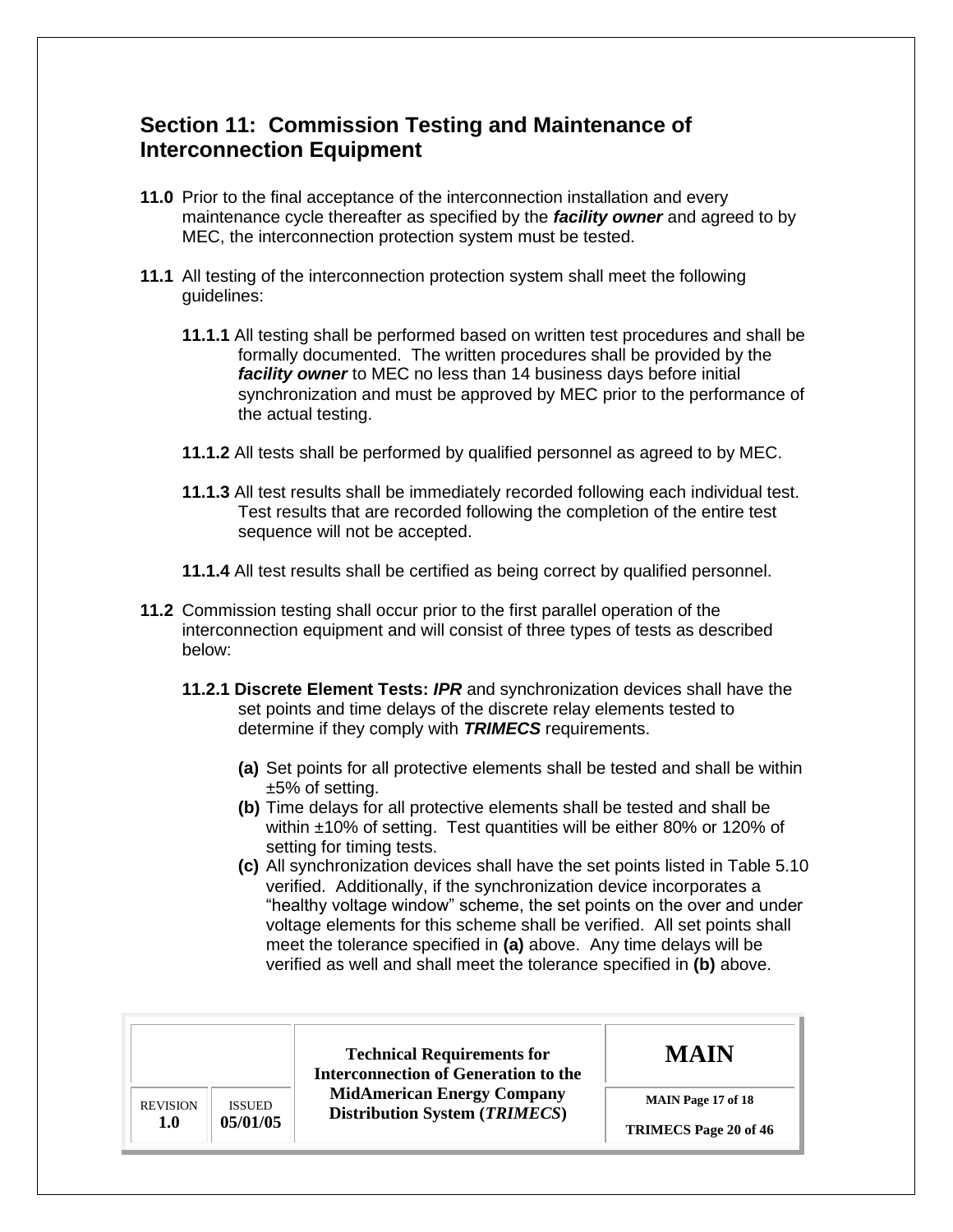## Section 11: Commission Testing and Maintenance of Interconnection Equipment

**11.0** Prior to the final acceptance of the interconnection installation and every maintenance cycle thereafter as specified by the ***facility owner*** and agreed to by MEC, the interconnection protection system must be tested.

**11.1** All testing of the interconnection protection system shall meet the following guidelines:

**11.1.1** All testing shall be performed based on written test procedures and shall be formally documented. The written procedures shall be provided by the ***facility owner*** to MEC no less than 14 business days before initial synchronization and must be approved by MEC prior to the performance of the actual testing.

**11.1.2** All tests shall be performed by qualified personnel as agreed to by MEC.

**11.1.3** All test results shall be immediately recorded following each individual test. Test results that are recorded following the completion of the entire test sequence will not be accepted.

**11.1.4** All test results shall be certified as being correct by qualified personnel.

**11.2** Commission testing shall occur prior to the first parallel operation of the interconnection equipment and will consist of three types of tests as described below:

**11.2.1 Discrete Element Tests:** ***IPR*** and synchronization devices shall have the set points and time delays of the discrete relay elements tested to determine if they comply with ***TRIMECS*** requirements.

**(a)** Set points for all protective elements shall be tested and shall be within ±5% of setting.

**(b)** Time delays for all protective elements shall be tested and shall be within ±10% of setting. Test quantities will be either 80% or 120% of setting for timing tests.

**(c)** All synchronization devices shall have the set points listed in Table 5.10 verified. Additionally, if the synchronization device incorporates a "healthy voltage window" scheme, the set points on the over and under voltage elements for this scheme shall be verified. All set points shall meet the tolerance specified in **(a)** above. Any time delays will be verified as well and shall meet the tolerance specified in **(b)** above.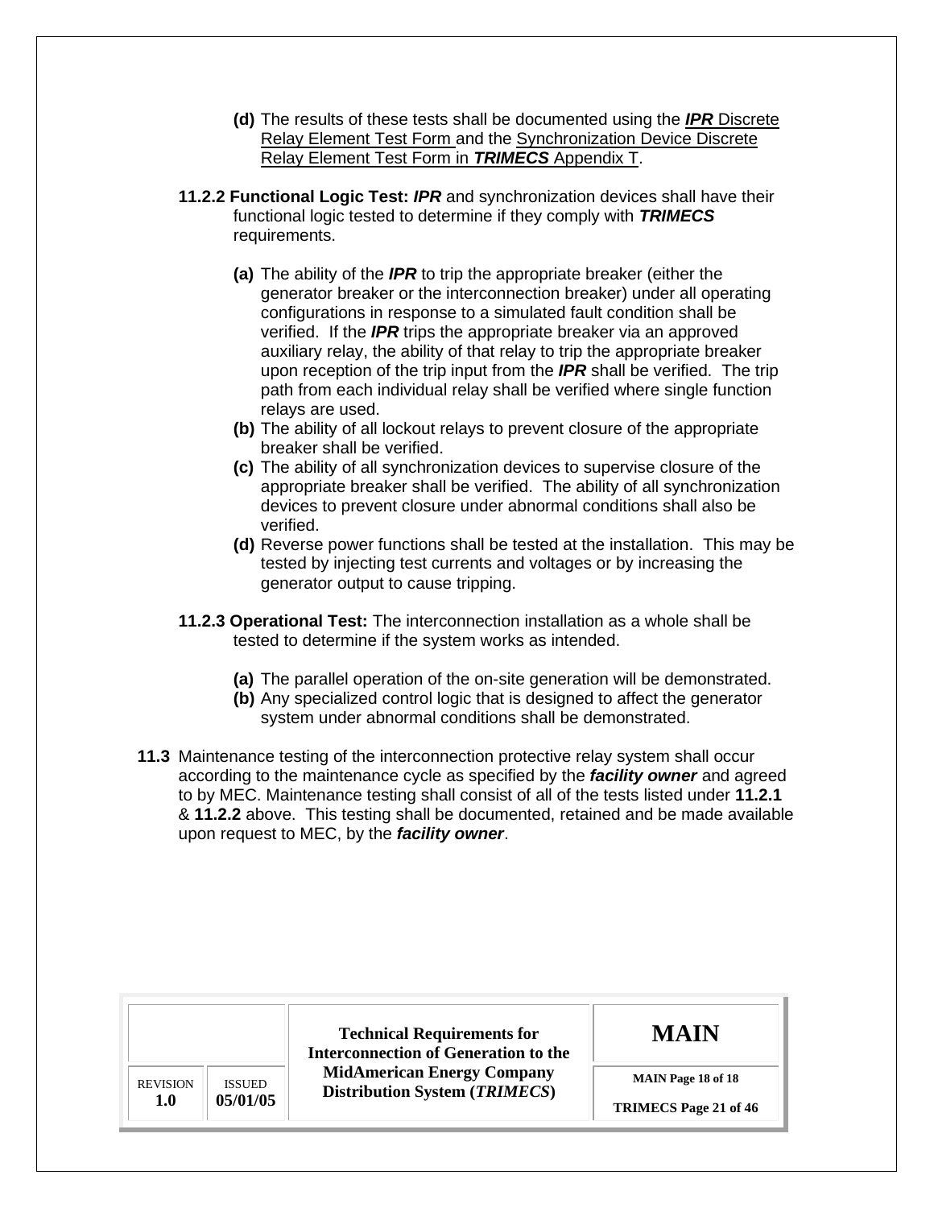**(d)** The results of these tests shall be documented using the ***IPR*** Discrete Relay Element Test Form and the Synchronization Device Discrete Relay Element Test Form in ***TRIMECS*** Appendix T.

**11.2.2 Functional Logic Test:** ***IPR*** and synchronization devices shall have their functional logic tested to determine if they comply with ***TRIMECS*** requirements.

**(a)** The ability of the ***IPR*** to trip the appropriate breaker (either the generator breaker or the interconnection breaker) under all operating configurations in response to a simulated fault condition shall be verified. If the ***IPR*** trips the appropriate breaker via an approved auxiliary relay, the ability of that relay to trip the appropriate breaker upon reception of the trip input from the ***IPR*** shall be verified. The trip path from each individual relay shall be verified where single function relays are used.

**(b)** The ability of all lockout relays to prevent closure of the appropriate breaker shall be verified.

**(c)** The ability of all synchronization devices to supervise closure of the appropriate breaker shall be verified. The ability of all synchronization devices to prevent closure under abnormal conditions shall also be verified.

**(d)** Reverse power functions shall be tested at the installation. This may be tested by injecting test currents and voltages or by increasing the generator output to cause tripping.

**11.2.3 Operational Test:** The interconnection installation as a whole shall be tested to determine if the system works as intended.

**(a)** The parallel operation of the on-site generation will be demonstrated.

**(b)** Any specialized control logic that is designed to affect the generator system under abnormal conditions shall be demonstrated.

**11.3** Maintenance testing of the interconnection protective relay system shall occur according to the maintenance cycle as specified by the ***facility owner*** and agreed to by MEC. Maintenance testing shall consist of all of the tests listed under **11.2.1** & **11.2.2** above. This testing shall be documented, retained and be made available upon request to MEC, by the ***facility owner***.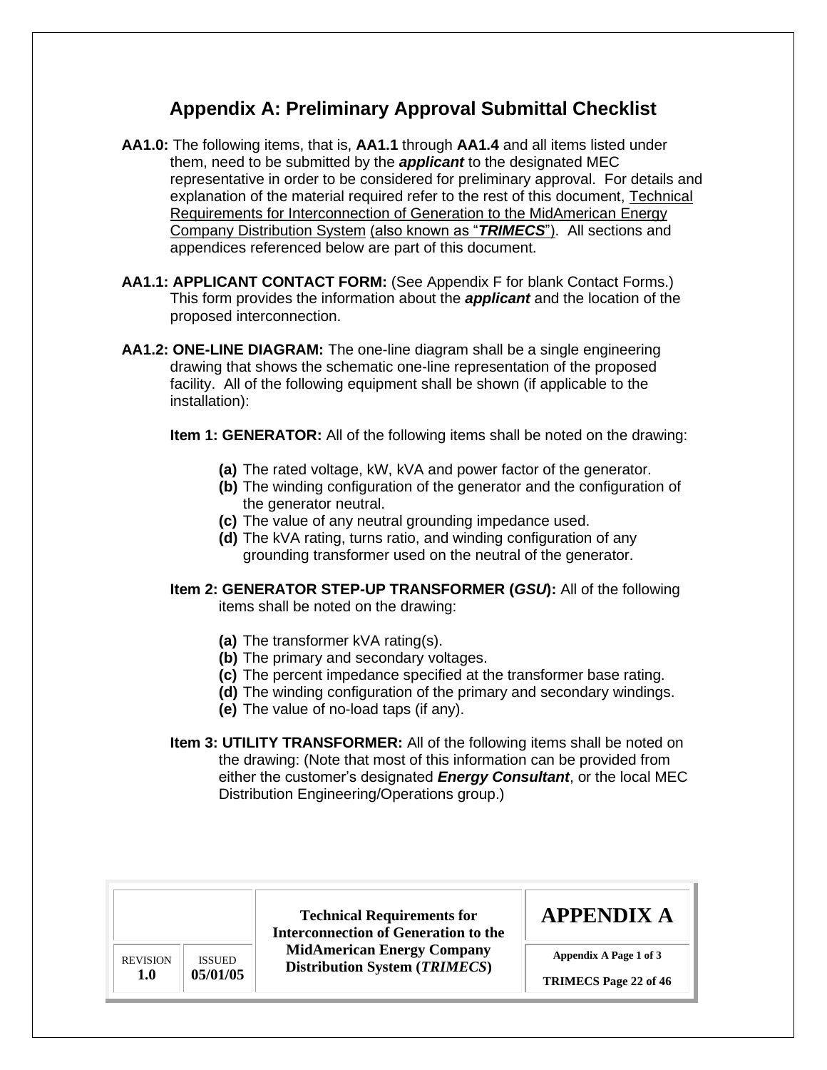## Appendix A: Preliminary Approval Submittal Checklist

**AA1.0:** The following items, that is, **AA1.1** through **AA1.4** and all items listed under them, need to be submitted by the ***applicant*** to the designated MEC representative in order to be considered for preliminary approval. For details and explanation of the material required refer to the rest of this document, Technical Requirements for Interconnection of Generation to the MidAmerican Energy Company Distribution System (also known as "***TRIMECS***"). All sections and appendices referenced below are part of this document.

**AA1.1: APPLICANT CONTACT FORM:** (See Appendix F for blank Contact Forms.) This form provides the information about the ***applicant*** and the location of the proposed interconnection.

**AA1.2: ONE-LINE DIAGRAM:** The one-line diagram shall be a single engineering drawing that shows the schematic one-line representation of the proposed facility. All of the following equipment shall be shown (if applicable to the installation):

**Item 1: GENERATOR:** All of the following items shall be noted on the drawing:

- **(a)** The rated voltage, kW, kVA and power factor of the generator.
- **(b)** The winding configuration of the generator and the configuration of the generator neutral.
- **(c)** The value of any neutral grounding impedance used.
- **(d)** The kVA rating, turns ratio, and winding configuration of any grounding transformer used on the neutral of the generator.

**Item 2: GENERATOR STEP-UP TRANSFORMER (*GSU*):** All of the following items shall be noted on the drawing:

- **(a)** The transformer kVA rating(s).
- **(b)** The primary and secondary voltages.
- **(c)** The percent impedance specified at the transformer base rating.
- **(d)** The winding configuration of the primary and secondary windings.
- **(e)** The value of no-load taps (if any).

**Item 3: UTILITY TRANSFORMER:** All of the following items shall be noted on the drawing: (Note that most of this information can be provided from either the customer's designated ***Energy Consultant***, or the local MEC Distribution Engineering/Operations group.)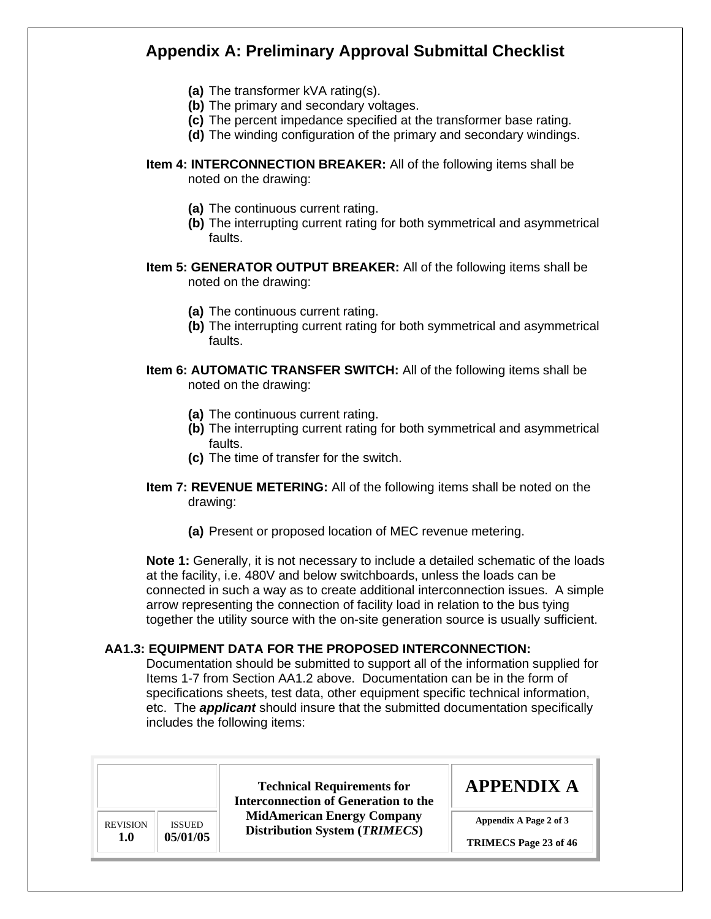## Appendix A: Preliminary Approval Submittal Checklist

- **(a)** The transformer kVA rating(s).
- **(b)** The primary and secondary voltages.
- **(c)** The percent impedance specified at the transformer base rating.
- **(d)** The winding configuration of the primary and secondary windings.

**Item 4: INTERCONNECTION BREAKER:** All of the following items shall be noted on the drawing:

- **(a)** The continuous current rating.
- **(b)** The interrupting current rating for both symmetrical and asymmetrical faults.

**Item 5: GENERATOR OUTPUT BREAKER:** All of the following items shall be noted on the drawing:

- **(a)** The continuous current rating.
- **(b)** The interrupting current rating for both symmetrical and asymmetrical faults.

**Item 6: AUTOMATIC TRANSFER SWITCH:** All of the following items shall be noted on the drawing:

- **(a)** The continuous current rating.
- **(b)** The interrupting current rating for both symmetrical and asymmetrical faults.
- **(c)** The time of transfer for the switch.

**Item 7: REVENUE METERING:** All of the following items shall be noted on the drawing:

- **(a)** Present or proposed location of MEC revenue metering.

**Note 1:** Generally, it is not necessary to include a detailed schematic of the loads at the facility, i.e. 480V and below switchboards, unless the loads can be connected in such a way as to create additional interconnection issues. A simple arrow representing the connection of facility load in relation to the bus tying together the utility source with the on-site generation source is usually sufficient.

**AA1.3: EQUIPMENT DATA FOR THE PROPOSED INTERCONNECTION:** Documentation should be submitted to support all of the information supplied for Items 1-7 from Section AA1.2 above. Documentation can be in the form of specifications sheets, test data, other equipment specific technical information, etc. The ***applicant*** should insure that the submitted documentation specifically includes the following items: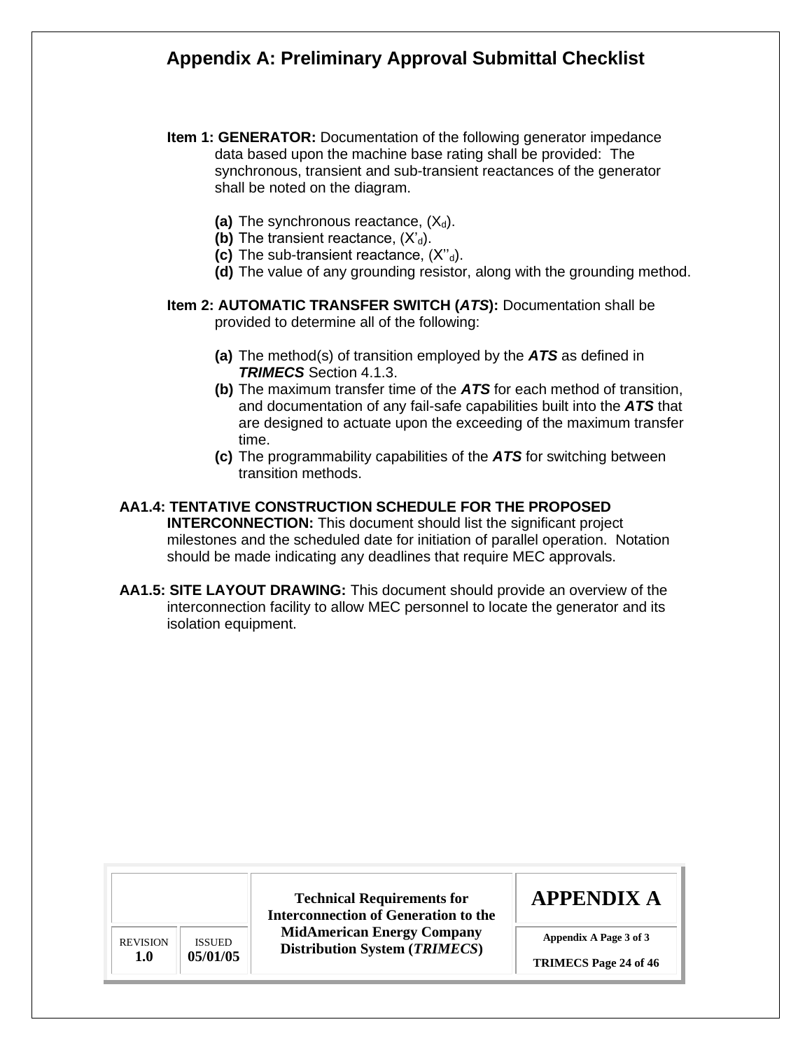## Appendix A: Preliminary Approval Submittal Checklist

**Item 1: GENERATOR:** Documentation of the following generator impedance data based upon the machine base rating shall be provided: The synchronous, transient and sub-transient reactances of the generator shall be noted on the diagram.

- **(a)** The synchronous reactance, ($X_d$).
- **(b)** The transient reactance, ($X'_d$).
- **(c)** The sub-transient reactance, ($X''_d$).
- **(d)** The value of any grounding resistor, along with the grounding method.

**Item 2: AUTOMATIC TRANSFER SWITCH (*ATS*):** Documentation shall be provided to determine all of the following:

- **(a)** The method(s) of transition employed by the ***ATS*** as defined in ***TRIMECS*** Section 4.1.3.
- **(b)** The maximum transfer time of the ***ATS*** for each method of transition, and documentation of any fail-safe capabilities built into the ***ATS*** that are designed to actuate upon the exceeding of the maximum transfer time.
- **(c)** The programmability capabilities of the ***ATS*** for switching between transition methods.

**AA1.4: TENTATIVE CONSTRUCTION SCHEDULE FOR THE PROPOSED INTERCONNECTION:** This document should list the significant project milestones and the scheduled date for initiation of parallel operation. Notation should be made indicating any deadlines that require MEC approvals.

**AA1.5: SITE LAYOUT DRAWING:** This document should provide an overview of the interconnection facility to allow MEC personnel to locate the generator and its isolation equipment.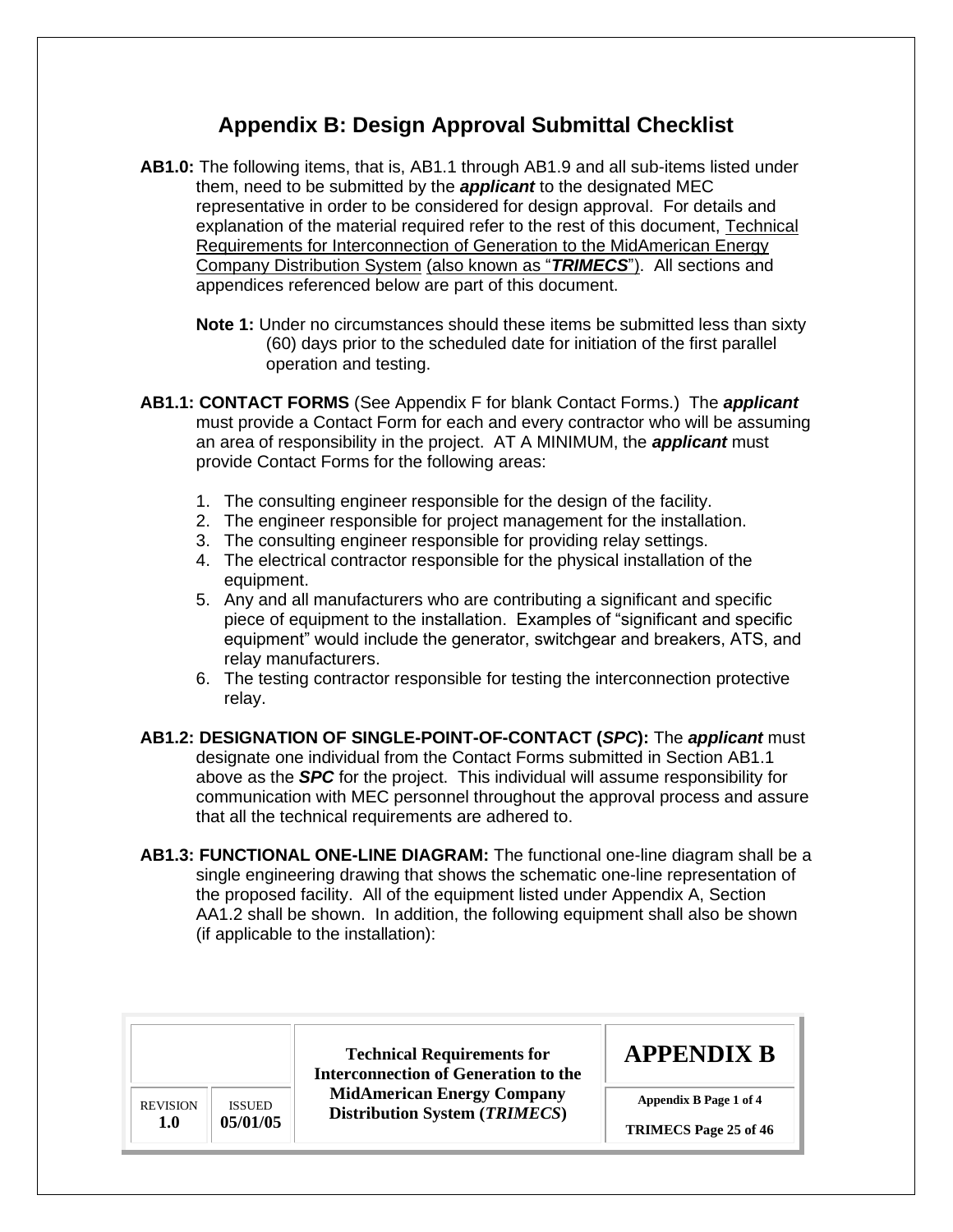# Appendix B: Design Approval Submittal Checklist

**AB1.0:** The following items, that is, AB1.1 through AB1.9 and all sub-items listed under them, need to be submitted by the ***applicant*** to the designated MEC representative in order to be considered for design approval. For details and explanation of the material required refer to the rest of this document, Technical Requirements for Interconnection of Generation to the MidAmerican Energy Company Distribution System (also known as "***TRIMECS***"). All sections and appendices referenced below are part of this document.

**Note 1:** Under no circumstances should these items be submitted less than sixty (60) days prior to the scheduled date for initiation of the first parallel operation and testing.

**AB1.1: CONTACT FORMS** (See Appendix F for blank Contact Forms.) The ***applicant*** must provide a Contact Form for each and every contractor who will be assuming an area of responsibility in the project. AT A MINIMUM, the ***applicant*** must provide Contact Forms for the following areas:

1. The consulting engineer responsible for the design of the facility.
2. The engineer responsible for project management for the installation.
3. The consulting engineer responsible for providing relay settings.
4. The electrical contractor responsible for the physical installation of the equipment.
5. Any and all manufacturers who are contributing a significant and specific piece of equipment to the installation. Examples of "significant and specific equipment" would include the generator, switchgear and breakers, ATS, and relay manufacturers.
6. The testing contractor responsible for testing the interconnection protective relay.

**AB1.2: DESIGNATION OF SINGLE-POINT-OF-CONTACT (*SPC*):** The ***applicant*** must designate one individual from the Contact Forms submitted in Section AB1.1 above as the ***SPC*** for the project. This individual will assume responsibility for communication with MEC personnel throughout the approval process and assure that all the technical requirements are adhered to.

**AB1.3: FUNCTIONAL ONE-LINE DIAGRAM:** The functional one-line diagram shall be a single engineering drawing that shows the schematic one-line representation of the proposed facility. All of the equipment listed under Appendix A, Section AA1.2 shall be shown. In addition, the following equipment shall also be shown (if applicable to the installation):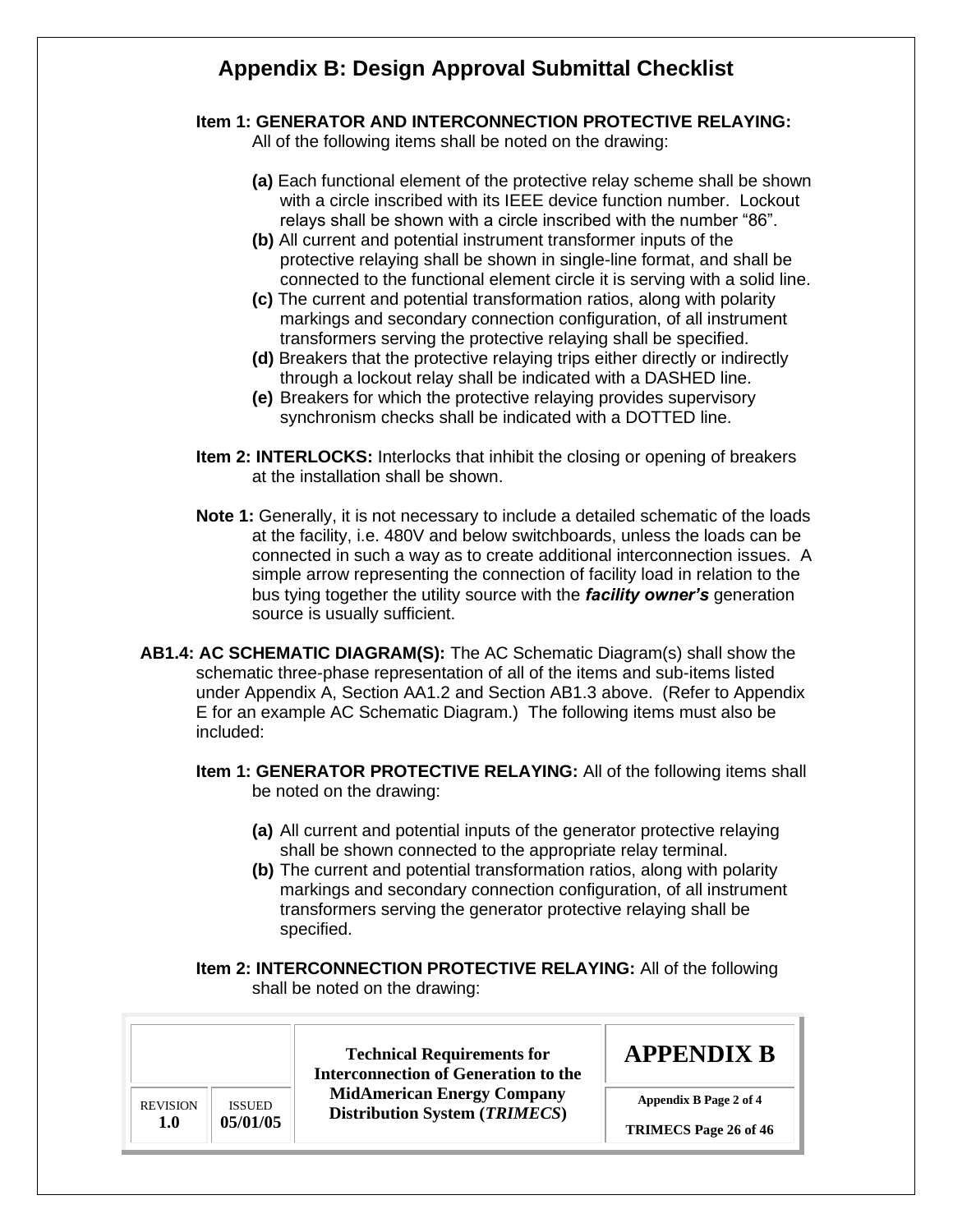## Appendix B: Design Approval Submittal Checklist

**Item 1: GENERATOR AND INTERCONNECTION PROTECTIVE RELAYING:** All of the following items shall be noted on the drawing:

- **(a)** Each functional element of the protective relay scheme shall be shown with a circle inscribed with its IEEE device function number. Lockout relays shall be shown with a circle inscribed with the number "86".
- **(b)** All current and potential instrument transformer inputs of the protective relaying shall be shown in single-line format, and shall be connected to the functional element circle it is serving with a solid line.
- **(c)** The current and potential transformation ratios, along with polarity markings and secondary connection configuration, of all instrument transformers serving the protective relaying shall be specified.
- **(d)** Breakers that the protective relaying trips either directly or indirectly through a lockout relay shall be indicated with a DASHED line.
- **(e)** Breakers for which the protective relaying provides supervisory synchronism checks shall be indicated with a DOTTED line.

**Item 2: INTERLOCKS:** Interlocks that inhibit the closing or opening of breakers at the installation shall be shown.

**Note 1:** Generally, it is not necessary to include a detailed schematic of the loads at the facility, i.e. 480V and below switchboards, unless the loads can be connected in such a way as to create additional interconnection issues. A simple arrow representing the connection of facility load in relation to the bus tying together the utility source with the ***facility owner's*** generation source is usually sufficient.

**AB1.4: AC SCHEMATIC DIAGRAM(S):** The AC Schematic Diagram(s) shall show the schematic three-phase representation of all of the items and sub-items listed under Appendix A, Section AA1.2 and Section AB1.3 above. (Refer to Appendix E for an example AC Schematic Diagram.) The following items must also be included:

**Item 1: GENERATOR PROTECTIVE RELAYING:** All of the following items shall be noted on the drawing:

- **(a)** All current and potential inputs of the generator protective relaying shall be shown connected to the appropriate relay terminal.
- **(b)** The current and potential transformation ratios, along with polarity markings and secondary connection configuration, of all instrument transformers serving the generator protective relaying shall be specified.

**Item 2: INTERCONNECTION PROTECTIVE RELAYING:** All of the following shall be noted on the drawing: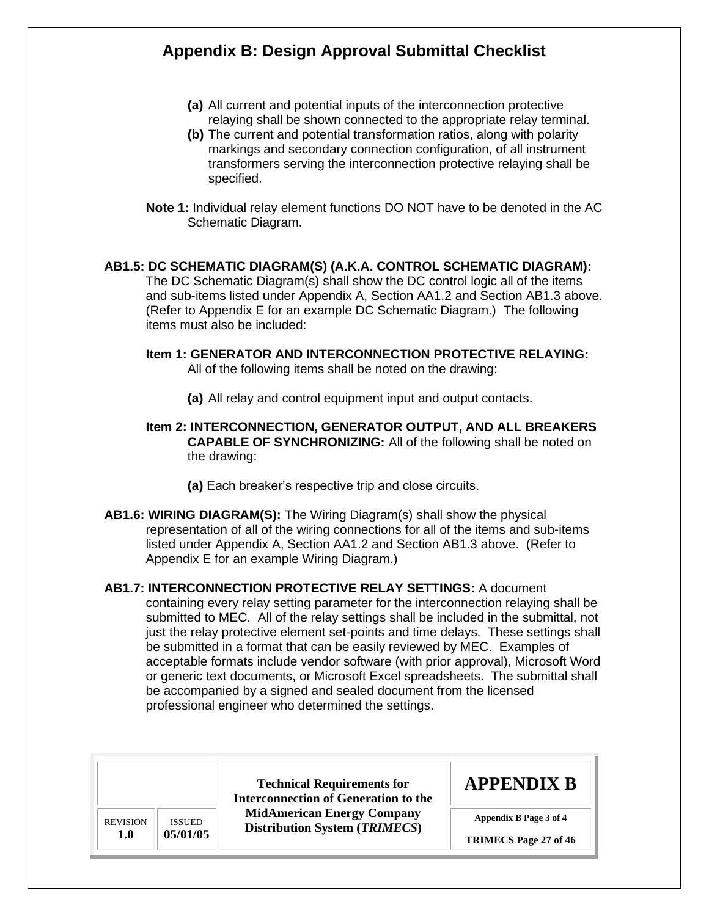# Appendix B: Design Approval Submittal Checklist

**(a)** All current and potential inputs of the interconnection protective relaying shall be shown connected to the appropriate relay terminal.

**(b)** The current and potential transformation ratios, along with polarity markings and secondary connection configuration, of all instrument transformers serving the interconnection protective relaying shall be specified.

**Note 1:** Individual relay element functions DO NOT have to be denoted in the AC Schematic Diagram.

**AB1.5: DC SCHEMATIC DIAGRAM(S) (A.K.A. CONTROL SCHEMATIC DIAGRAM):** The DC Schematic Diagram(s) shall show the DC control logic all of the items and sub-items listed under Appendix A, Section AA1.2 and Section AB1.3 above. (Refer to Appendix E for an example DC Schematic Diagram.) The following items must also be included:

**Item 1: GENERATOR AND INTERCONNECTION PROTECTIVE RELAYING:** All of the following items shall be noted on the drawing:

**(a)** All relay and control equipment input and output contacts.

**Item 2: INTERCONNECTION, GENERATOR OUTPUT, AND ALL BREAKERS CAPABLE OF SYNCHRONIZING:** All of the following shall be noted on the drawing:

**(a)** Each breaker's respective trip and close circuits.

**AB1.6: WIRING DIAGRAM(S):** The Wiring Diagram(s) shall show the physical representation of all of the wiring connections for all of the items and sub-items listed under Appendix A, Section AA1.2 and Section AB1.3 above. (Refer to Appendix E for an example Wiring Diagram.)

**AB1.7: INTERCONNECTION PROTECTIVE RELAY SETTINGS:** A document containing every relay setting parameter for the interconnection relaying shall be submitted to MEC. All of the relay settings shall be included in the submittal, not just the relay protective element set-points and time delays. These settings shall be submitted in a format that can be easily reviewed by MEC. Examples of acceptable formats include vendor software (with prior approval), Microsoft Word or generic text documents, or Microsoft Excel spreadsheets. The submittal shall be accompanied by a signed and sealed document from the licensed professional engineer who determined the settings.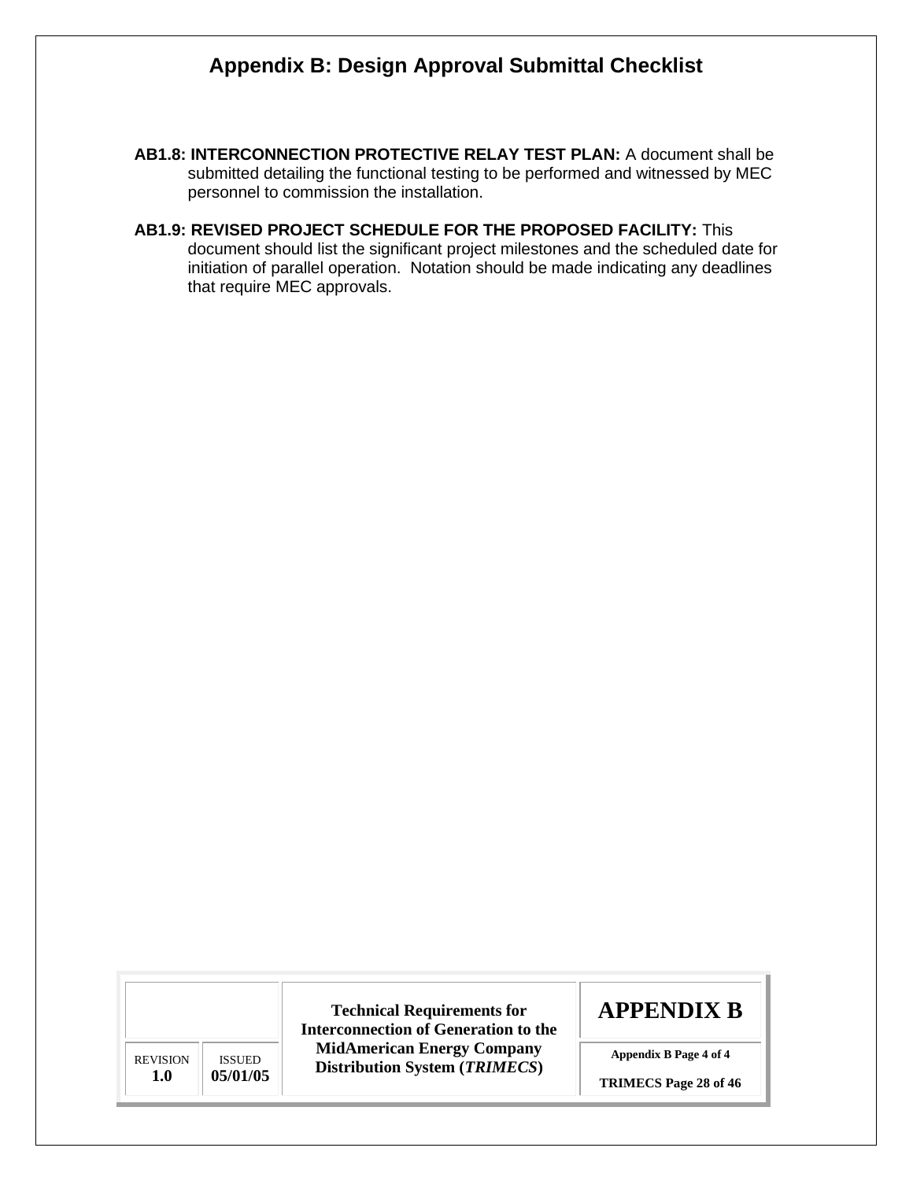# Appendix B: Design Approval Submittal Checklist

**AB1.8: INTERCONNECTION PROTECTIVE RELAY TEST PLAN:** A document shall be submitted detailing the functional testing to be performed and witnessed by MEC personnel to commission the installation.

**AB1.9: REVISED PROJECT SCHEDULE FOR THE PROPOSED FACILITY:** This document should list the significant project milestones and the scheduled date for initiation of parallel operation. Notation should be made indicating any deadlines that require MEC approvals.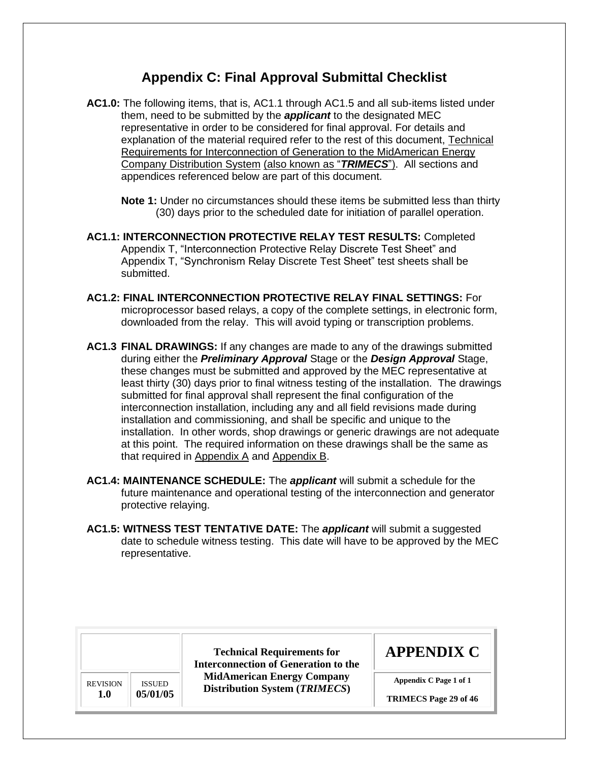# Appendix C: Final Approval Submittal Checklist

**AC1.0:** The following items, that is, AC1.1 through AC1.5 and all sub-items listed under them, need to be submitted by the ***applicant*** to the designated MEC representative in order to be considered for final approval. For details and explanation of the material required refer to the rest of this document, Technical Requirements for Interconnection of Generation to the MidAmerican Energy Company Distribution System (also known as "***TRIMECS***"). All sections and appendices referenced below are part of this document.

> **Note 1:** Under no circumstances should these items be submitted less than thirty (30) days prior to the scheduled date for initiation of parallel operation.

**AC1.1: INTERCONNECTION PROTECTIVE RELAY TEST RESULTS:** Completed Appendix T, "Interconnection Protective Relay Discrete Test Sheet" and Appendix T, "Synchronism Relay Discrete Test Sheet" test sheets shall be submitted.

**AC1.2: FINAL INTERCONNECTION PROTECTIVE RELAY FINAL SETTINGS:** For microprocessor based relays, a copy of the complete settings, in electronic form, downloaded from the relay. This will avoid typing or transcription problems.

**AC1.3 FINAL DRAWINGS:** If any changes are made to any of the drawings submitted during either the ***Preliminary Approval*** Stage or the ***Design Approval*** Stage, these changes must be submitted and approved by the MEC representative at least thirty (30) days prior to final witness testing of the installation. The drawings submitted for final approval shall represent the final configuration of the interconnection installation, including any and all field revisions made during installation and commissioning, and shall be specific and unique to the installation. In other words, shop drawings or generic drawings are not adequate at this point. The required information on these drawings shall be the same as that required in Appendix A and Appendix B.

**AC1.4: MAINTENANCE SCHEDULE:** The ***applicant*** will submit a schedule for the future maintenance and operational testing of the interconnection and generator protective relaying.

**AC1.5: WITNESS TEST TENTATIVE DATE:** The ***applicant*** will submit a suggested date to schedule witness testing. This date will have to be approved by the MEC representative.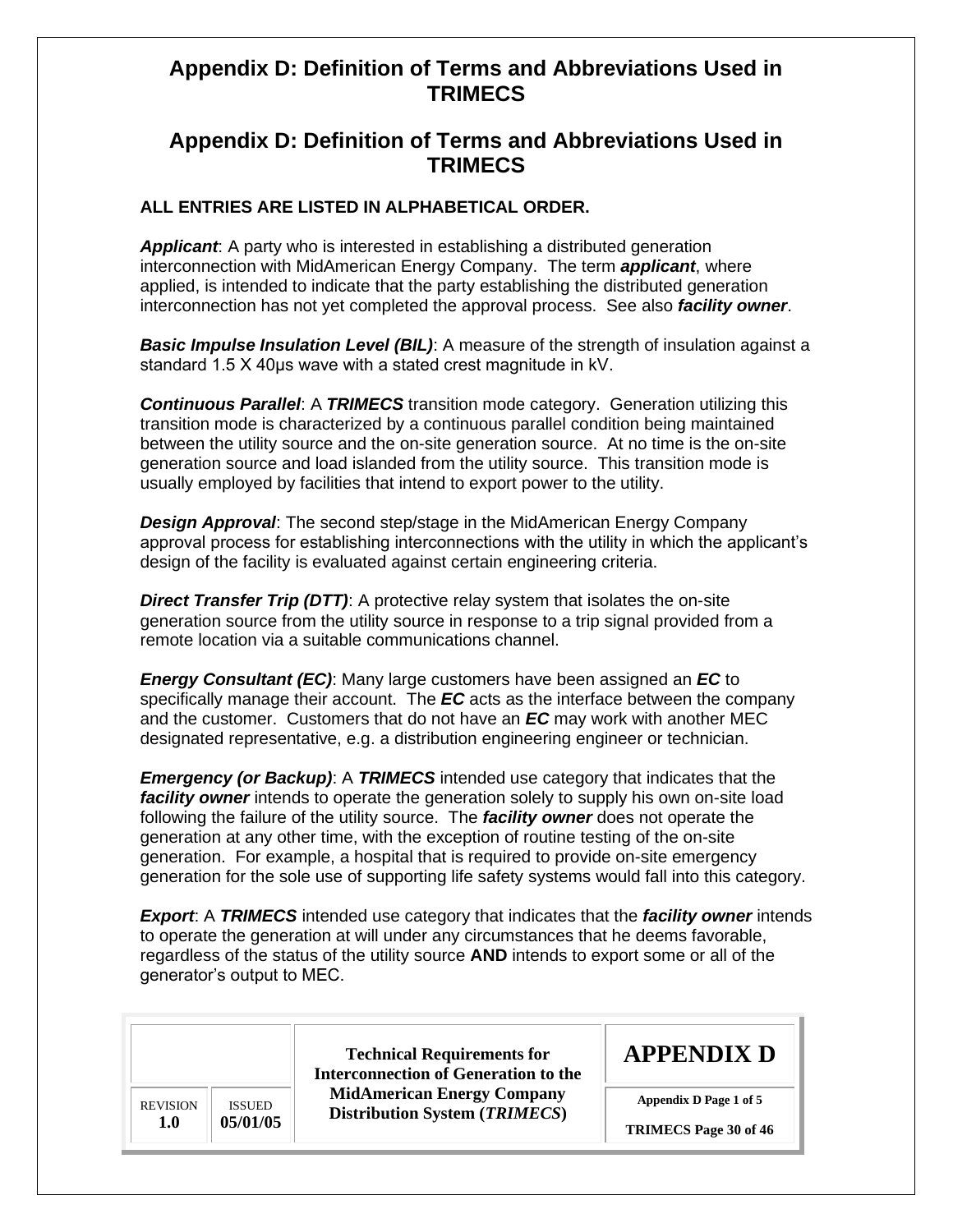# Appendix D: Definition of Terms and Abbreviations Used in TRIMECS

# Appendix D: Definition of Terms and Abbreviations Used in TRIMECS

**ALL ENTRIES ARE LISTED IN ALPHABETICAL ORDER.**

***Applicant***: A party who is interested in establishing a distributed generation interconnection with MidAmerican Energy Company. The term ***applicant***, where applied, is intended to indicate that the party establishing the distributed generation interconnection has not yet completed the approval process. See also ***facility owner***.

***Basic Impulse Insulation Level (BIL)***: A measure of the strength of insulation against a standard 1.5 X 40μs wave with a stated crest magnitude in kV.

***Continuous Parallel***: A ***TRIMECS*** transition mode category. Generation utilizing this transition mode is characterized by a continuous parallel condition being maintained between the utility source and the on-site generation source. At no time is the on-site generation source and load islanded from the utility source. This transition mode is usually employed by facilities that intend to export power to the utility.

***Design Approval***: The second step/stage in the MidAmerican Energy Company approval process for establishing interconnections with the utility in which the applicant's design of the facility is evaluated against certain engineering criteria.

***Direct Transfer Trip (DTT)***: A protective relay system that isolates the on-site generation source from the utility source in response to a trip signal provided from a remote location via a suitable communications channel.

***Energy Consultant (EC)***: Many large customers have been assigned an ***EC*** to specifically manage their account. The ***EC*** acts as the interface between the company and the customer. Customers that do not have an ***EC*** may work with another MEC designated representative, e.g. a distribution engineering engineer or technician.

***Emergency (or Backup)***: A ***TRIMECS*** intended use category that indicates that the ***facility owner*** intends to operate the generation solely to supply his own on-site load following the failure of the utility source. The ***facility owner*** does not operate the generation at any other time, with the exception of routine testing of the on-site generation. For example, a hospital that is required to provide on-site emergency generation for the sole use of supporting life safety systems would fall into this category.

***Export***: A ***TRIMECS*** intended use category that indicates that the ***facility owner*** intends to operate the generation at will under any circumstances that he deems favorable, regardless of the status of the utility source **AND** intends to export some or all of the generator's output to MEC.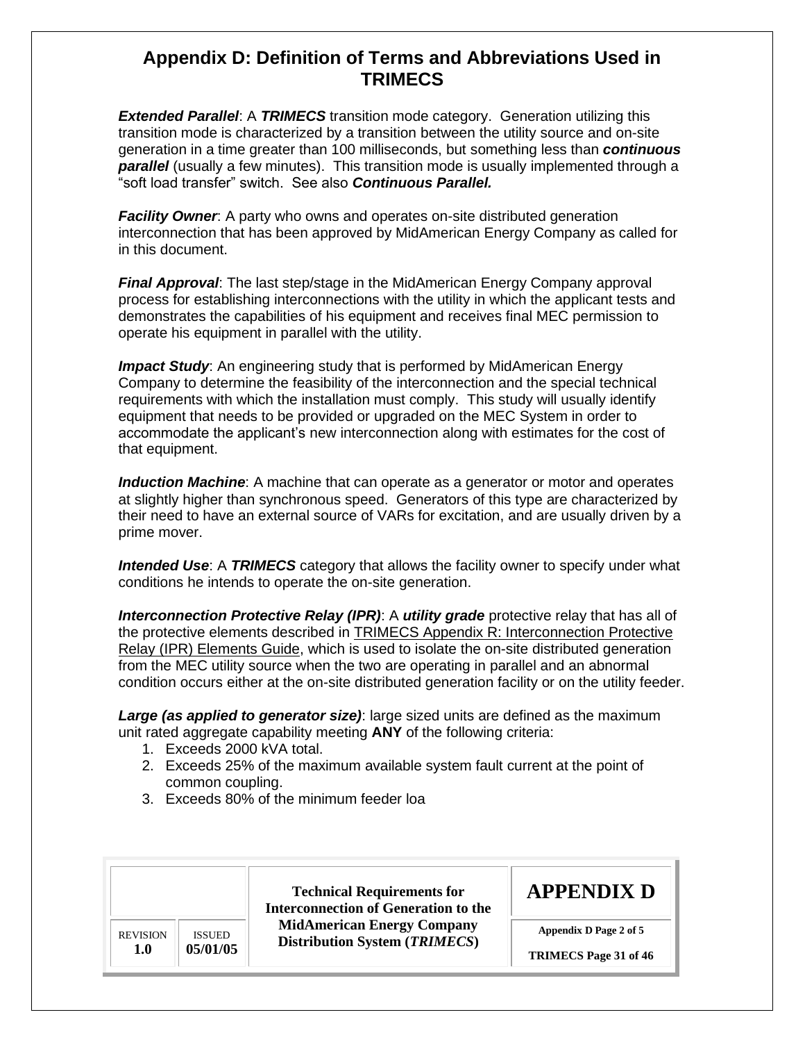## Appendix D: Definition of Terms and Abbreviations Used in TRIMECS

***Extended Parallel***: A ***TRIMECS*** transition mode category. Generation utilizing this transition mode is characterized by a transition between the utility source and on-site generation in a time greater than 100 milliseconds, but something less than ***continuous parallel*** (usually a few minutes). This transition mode is usually implemented through a "soft load transfer" switch. See also ***Continuous Parallel.***

***Facility Owner***: A party who owns and operates on-site distributed generation interconnection that has been approved by MidAmerican Energy Company as called for in this document.

***Final Approval***: The last step/stage in the MidAmerican Energy Company approval process for establishing interconnections with the utility in which the applicant tests and demonstrates the capabilities of his equipment and receives final MEC permission to operate his equipment in parallel with the utility.

***Impact Study***: An engineering study that is performed by MidAmerican Energy Company to determine the feasibility of the interconnection and the special technical requirements with which the installation must comply. This study will usually identify equipment that needs to be provided or upgraded on the MEC System in order to accommodate the applicant's new interconnection along with estimates for the cost of that equipment.

***Induction Machine***: A machine that can operate as a generator or motor and operates at slightly higher than synchronous speed. Generators of this type are characterized by their need to have an external source of VARs for excitation, and are usually driven by a prime mover.

***Intended Use***: A ***TRIMECS*** category that allows the facility owner to specify under what conditions he intends to operate the on-site generation.

***Interconnection Protective Relay (IPR)***: A ***utility grade*** protective relay that has all of the protective elements described in TRIMECS Appendix R: Interconnection Protective Relay (IPR) Elements Guide, which is used to isolate the on-site distributed generation from the MEC utility source when the two are operating in parallel and an abnormal condition occurs either at the on-site distributed generation facility or on the utility feeder.

***Large (as applied to generator size)***: large sized units are defined as the maximum unit rated aggregate capability meeting **ANY** of the following criteria:

1. Exceeds 2000 kVA total.
2. Exceeds 25% of the maximum available system fault current at the point of common coupling.
3. Exceeds 80% of the minimum feeder loa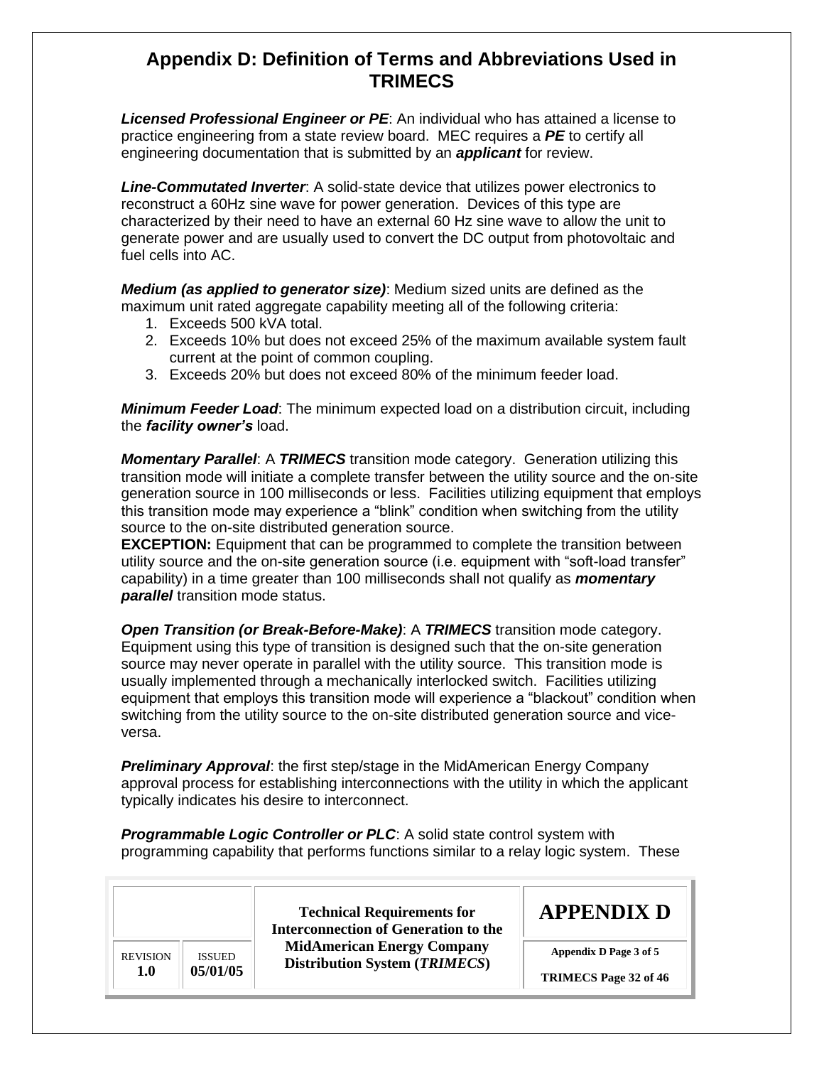# Appendix D: Definition of Terms and Abbreviations Used in TRIMECS

***Licensed Professional Engineer or PE***: An individual who has attained a license to practice engineering from a state review board. MEC requires a ***PE*** to certify all engineering documentation that is submitted by an ***applicant*** for review.

***Line-Commutated Inverter***: A solid-state device that utilizes power electronics to reconstruct a 60Hz sine wave for power generation. Devices of this type are characterized by their need to have an external 60 Hz sine wave to allow the unit to generate power and are usually used to convert the DC output from photovoltaic and fuel cells into AC.

***Medium (as applied to generator size)***: Medium sized units are defined as the maximum unit rated aggregate capability meeting all of the following criteria:

1. Exceeds 500 kVA total.
2. Exceeds 10% but does not exceed 25% of the maximum available system fault current at the point of common coupling.
3. Exceeds 20% but does not exceed 80% of the minimum feeder load.

***Minimum Feeder Load***: The minimum expected load on a distribution circuit, including the ***facility owner's*** load.

***Momentary Parallel***: A ***TRIMECS*** transition mode category. Generation utilizing this transition mode will initiate a complete transfer between the utility source and the on-site generation source in 100 milliseconds or less. Facilities utilizing equipment that employs this transition mode may experience a "blink" condition when switching from the utility source to the on-site distributed generation source.
**EXCEPTION:** Equipment that can be programmed to complete the transition between utility source and the on-site generation source (i.e. equipment with "soft-load transfer" capability) in a time greater than 100 milliseconds shall not qualify as ***momentary parallel*** transition mode status.

***Open Transition (or Break-Before-Make)***: A ***TRIMECS*** transition mode category. Equipment using this type of transition is designed such that the on-site generation source may never operate in parallel with the utility source. This transition mode is usually implemented through a mechanically interlocked switch. Facilities utilizing equipment that employs this transition mode will experience a "blackout" condition when switching from the utility source to the on-site distributed generation source and vice-versa.

***Preliminary Approval***: the first step/stage in the MidAmerican Energy Company approval process for establishing interconnections with the utility in which the applicant typically indicates his desire to interconnect.

***Programmable Logic Controller or PLC***: A solid state control system with programming capability that performs functions similar to a relay logic system. These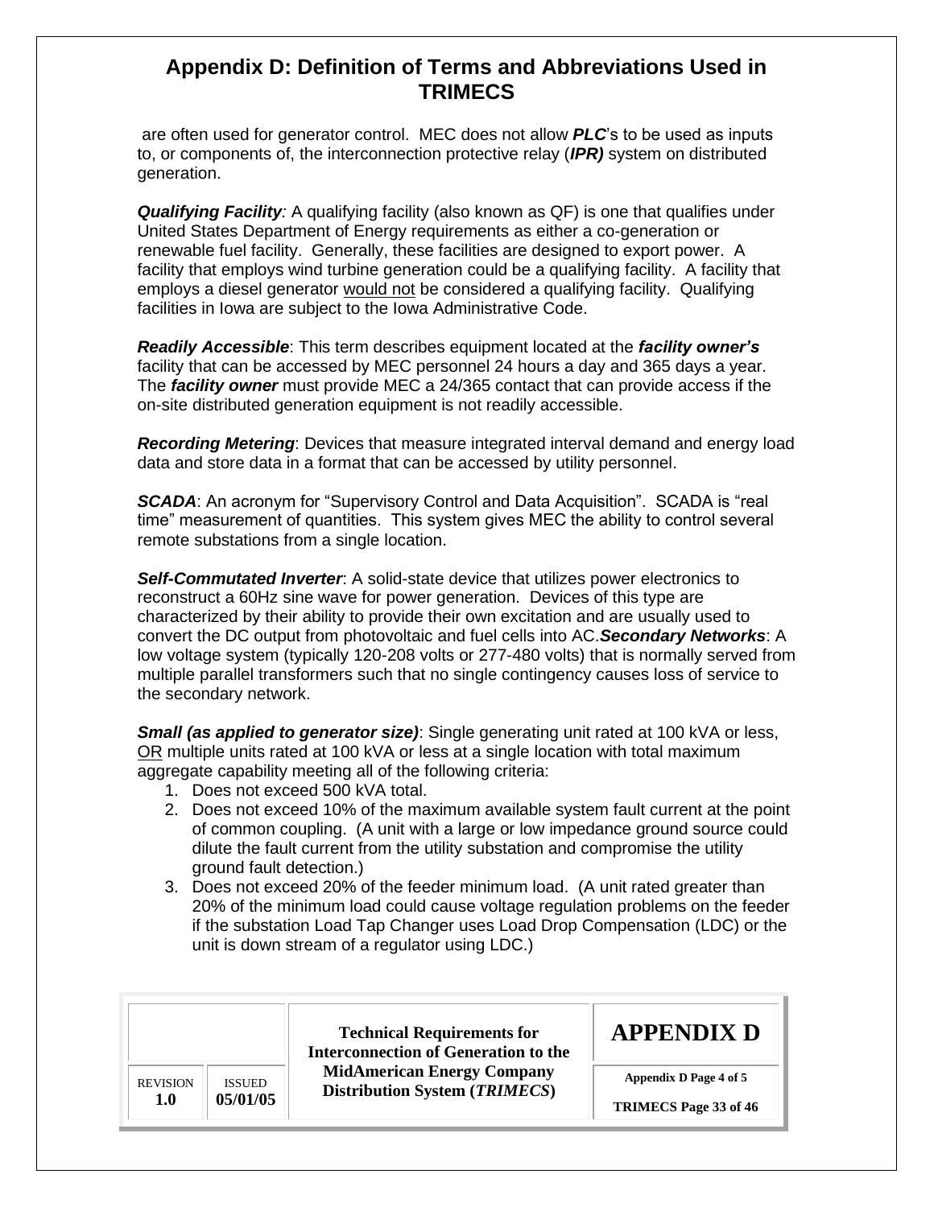## Appendix D: Definition of Terms and Abbreviations Used in TRIMECS

are often used for generator control. MEC does not allow ***PLC***'s to be used as inputs to, or components of, the interconnection protective relay (***IPR)*** system on distributed generation.

***Qualifying Facility****:* A qualifying facility (also known as QF) is one that qualifies under United States Department of Energy requirements as either a co-generation or renewable fuel facility. Generally, these facilities are designed to export power. A facility that employs wind turbine generation could be a qualifying facility. A facility that employs a diesel generator <u>would not</u> be considered a qualifying facility. Qualifying facilities in Iowa are subject to the Iowa Administrative Code.

***Readily Accessible***: This term describes equipment located at the ***facility owner's*** facility that can be accessed by MEC personnel 24 hours a day and 365 days a year. The ***facility owner*** must provide MEC a 24/365 contact that can provide access if the on-site distributed generation equipment is not readily accessible.

***Recording Metering***: Devices that measure integrated interval demand and energy load data and store data in a format that can be accessed by utility personnel.

***SCADA***: An acronym for "Supervisory Control and Data Acquisition". SCADA is "real time" measurement of quantities. This system gives MEC the ability to control several remote substations from a single location.

***Self-Commutated Inverter***: A solid-state device that utilizes power electronics to reconstruct a 60Hz sine wave for power generation. Devices of this type are characterized by their ability to provide their own excitation and are usually used to convert the DC output from photovoltaic and fuel cells into AC.

***Secondary Networks***: A low voltage system (typically 120-208 volts or 277-480 volts) that is normally served from multiple parallel transformers such that no single contingency causes loss of service to the secondary network.

***Small (as applied to generator size)***: Single generating unit rated at 100 kVA or less, <u>OR</u> multiple units rated at 100 kVA or less at a single location with total maximum aggregate capability meeting all of the following criteria:

1. Does not exceed 500 kVA total.
2. Does not exceed 10% of the maximum available system fault current at the point of common coupling. (A unit with a large or low impedance ground source could dilute the fault current from the utility substation and compromise the utility ground fault detection.)
3. Does not exceed 20% of the feeder minimum load. (A unit rated greater than 20% of the minimum load could cause voltage regulation problems on the feeder if the substation Load Tap Changer uses Load Drop Compensation (LDC) or the unit is down stream of a regulator using LDC.)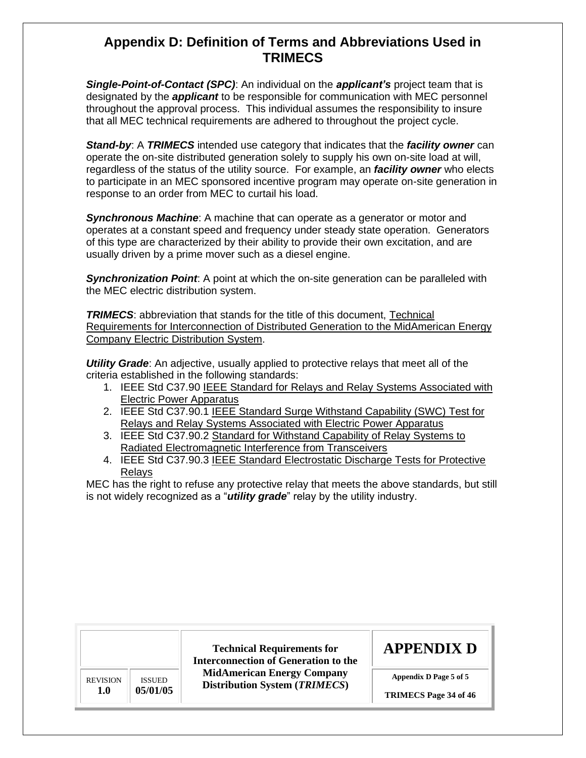## Appendix D: Definition of Terms and Abbreviations Used in TRIMECS

***Single-Point-of-Contact (SPC)***: An individual on the ***applicant's*** project team that is designated by the ***applicant*** to be responsible for communication with MEC personnel throughout the approval process. This individual assumes the responsibility to insure that all MEC technical requirements are adhered to throughout the project cycle.

***Stand-by***: A ***TRIMECS*** intended use category that indicates that the ***facility owner*** can operate the on-site distributed generation solely to supply his own on-site load at will, regardless of the status of the utility source. For example, an ***facility owner*** who elects to participate in an MEC sponsored incentive program may operate on-site generation in response to an order from MEC to curtail his load.

***Synchronous Machine***: A machine that can operate as a generator or motor and operates at a constant speed and frequency under steady state operation. Generators of this type are characterized by their ability to provide their own excitation, and are usually driven by a prime mover such as a diesel engine.

***Synchronization Point***: A point at which the on-site generation can be paralleled with the MEC electric distribution system.

***TRIMECS***: abbreviation that stands for the title of this document, Technical Requirements for Interconnection of Distributed Generation to the MidAmerican Energy Company Electric Distribution System.

***Utility Grade***: An adjective, usually applied to protective relays that meet all of the criteria established in the following standards:

1. IEEE Std C37.90 IEEE Standard for Relays and Relay Systems Associated with Electric Power Apparatus
2. IEEE Std C37.90.1 IEEE Standard Surge Withstand Capability (SWC) Test for Relays and Relay Systems Associated with Electric Power Apparatus
3. IEEE Std C37.90.2 Standard for Withstand Capability of Relay Systems to Radiated Electromagnetic Interference from Transceivers
4. IEEE Std C37.90.3 IEEE Standard Electrostatic Discharge Tests for Protective Relays

MEC has the right to refuse any protective relay that meets the above standards, but still is not widely recognized as a "***utility grade***" relay by the utility industry.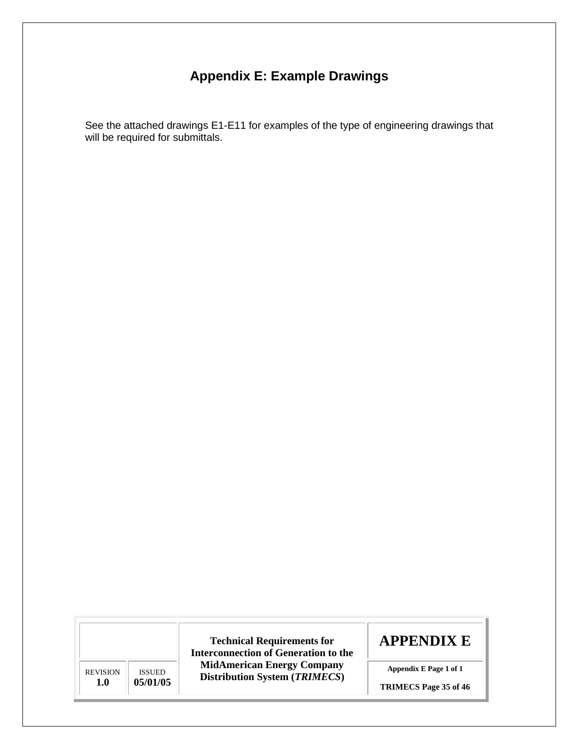# Appendix E: Example Drawings

See the attached drawings E1-E11 for examples of the type of engineering drawings that will be required for submittals.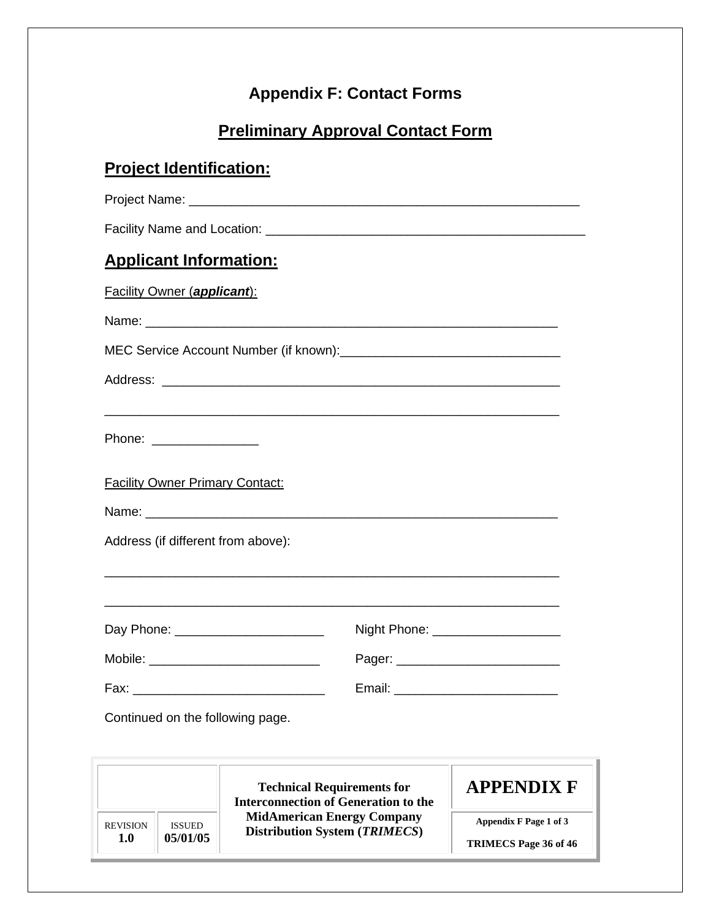# Appendix F: Contact Forms

## Preliminary Approval Contact Form

### Project Identification:

Project Name: ________________________________________________________

Facility Name and Location: _____________________________________________

### Applicant Information:

Facility Owner (***applicant***):

Name: ___________________________________________________________

MEC Service Account Number (if known):_______________________________

Address: ________________________________________________________

______________________________________________________________

Phone: _______________

Facility Owner Primary Contact:

Name: ___________________________________________________________

Address (if different from above):

______________________________________________________________

______________________________________________________________

Day Phone: _____________________ Night Phone: __________________

Mobile: ________________________ Pager: _______________________

Fax: ___________________________ Email: ______________________

Continued on the following page.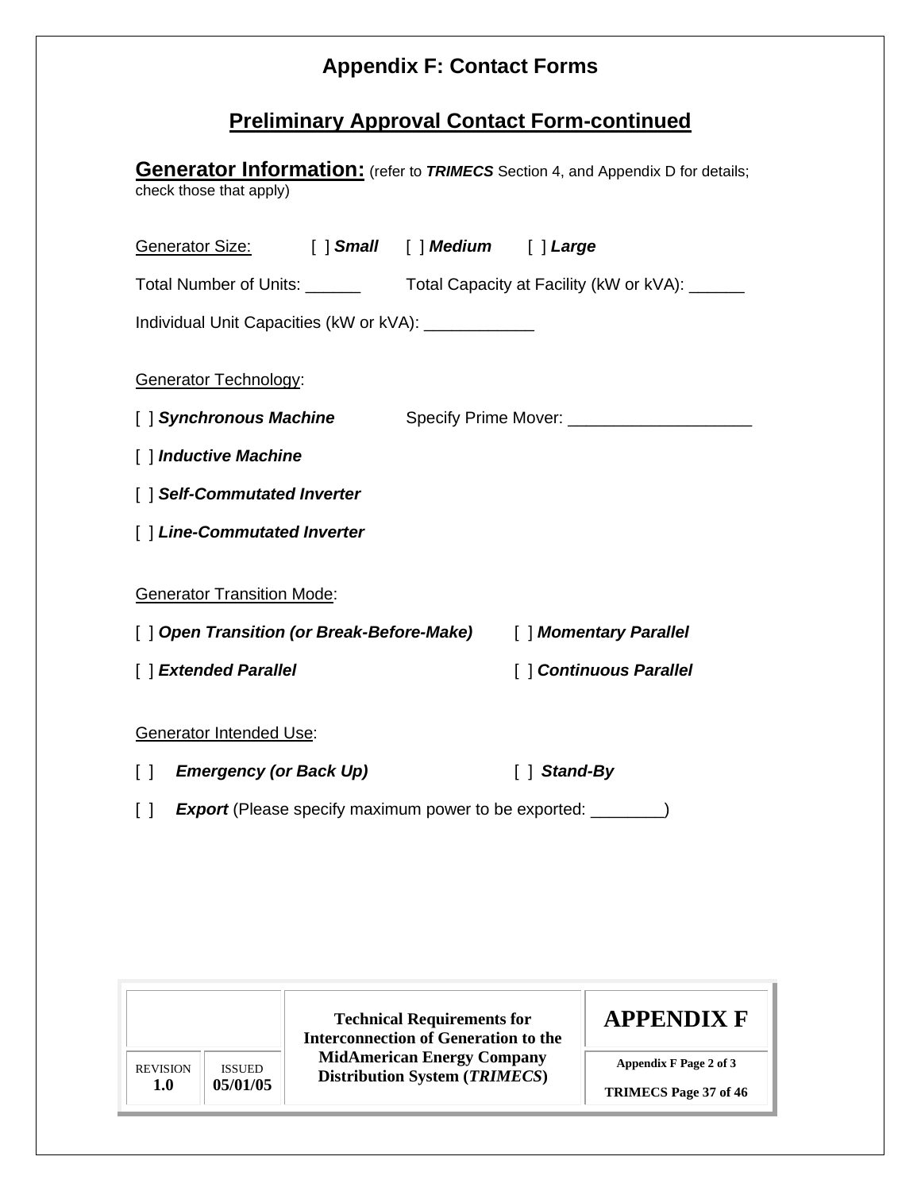# Appendix F: Contact Forms

## Preliminary Approval Contact Form-continued

**Generator Information:** (refer to ***TRIMECS*** Section 4, and Appendix D for details; check those that apply)

Generator Size: [ ] ***Small*** [ ] ***Medium*** [ ] ***Large***

Total Number of Units: ______ Total Capacity at Facility (kW or kVA): ______

Individual Unit Capacities (kW or kVA): ____________

Generator Technology:

[ ] ***Synchronous Machine*** Specify Prime Mover: ____________________

[ ] ***Inductive Machine***

[ ] ***Self-Commutated Inverter***

[ ] ***Line-Commutated Inverter***

Generator Transition Mode:

[ ] ***Open Transition (or Break-Before-Make)*** [ ] ***Momentary Parallel***

[ ] ***Extended Parallel*** [ ] ***Continuous Parallel***

Generator Intended Use:

[ ] ***Emergency (or Back Up)*** [ ] ***Stand-By***

[ ] ***Export*** (Please specify maximum power to be exported: ________)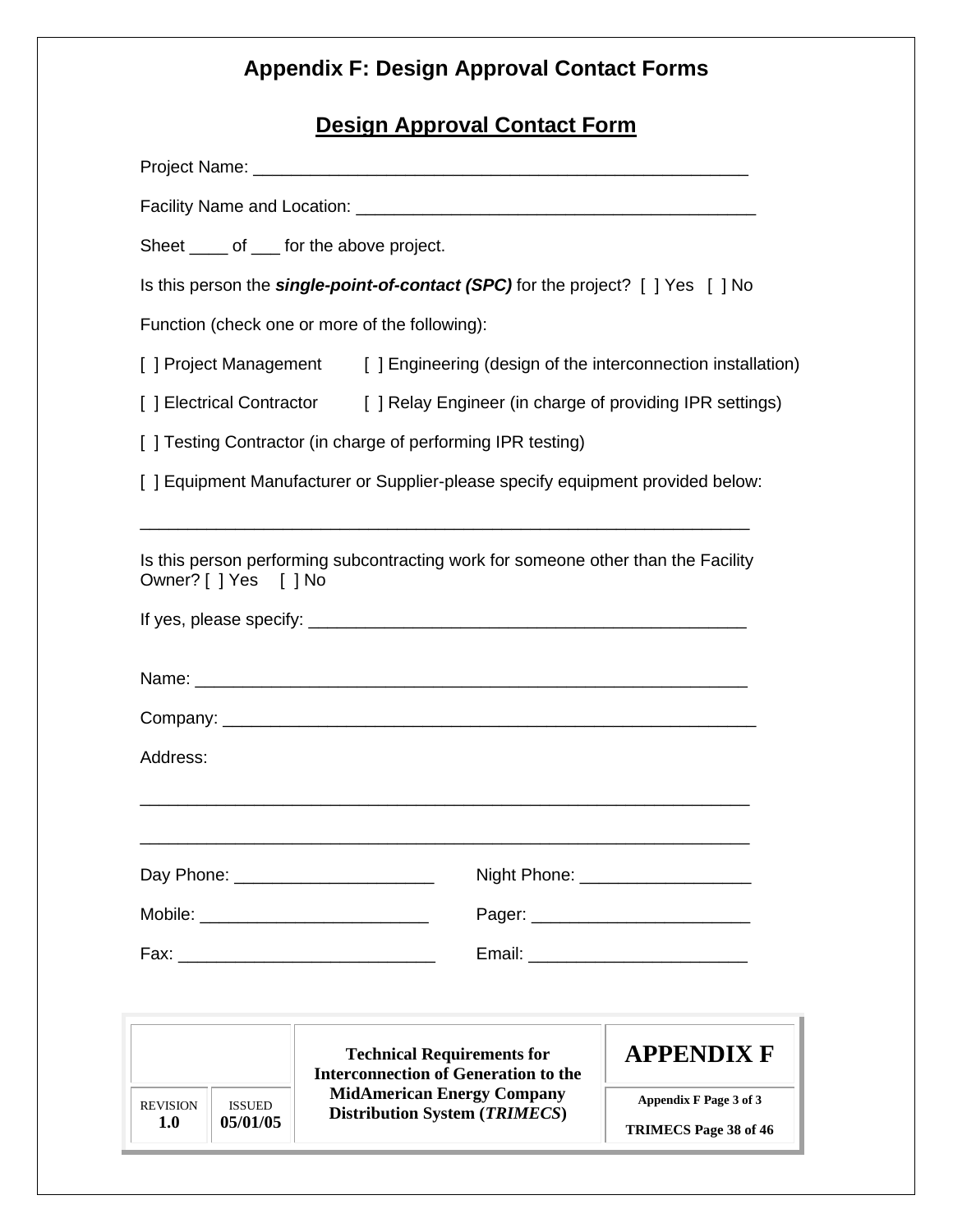# Appendix F: Design Approval Contact Forms

## Design Approval Contact Form

Project Name: ____________________________________________________

Facility Name and Location: ___________________________________________

Sheet ____ of ___ for the above project.

Is this person the ***single-point-of-contact (SPC)*** for the project? [ ] Yes [ ] No

Function (check one or more of the following):

[ ] Project Management [ ] Engineering (design of the interconnection installation)

[ ] Electrical Contractor [ ] Relay Engineer (in charge of providing IPR settings)

[ ] Testing Contractor (in charge of performing IPR testing)

[ ] Equipment Manufacturer or Supplier-please specify equipment provided below:

_________________________________________________________________

Is this person performing subcontracting work for someone other than the Facility Owner? [ ] Yes [ ] No

If yes, please specify: _______________________________________________

Name: __________________________________________________________

Company: _______________________________________________________

Address:

_________________________________________________________________

_________________________________________________________________

Day Phone: _____________________ Night Phone: __________________

Mobile: ________________________ Pager: _______________________

Fax: ___________________________ Email: _______________________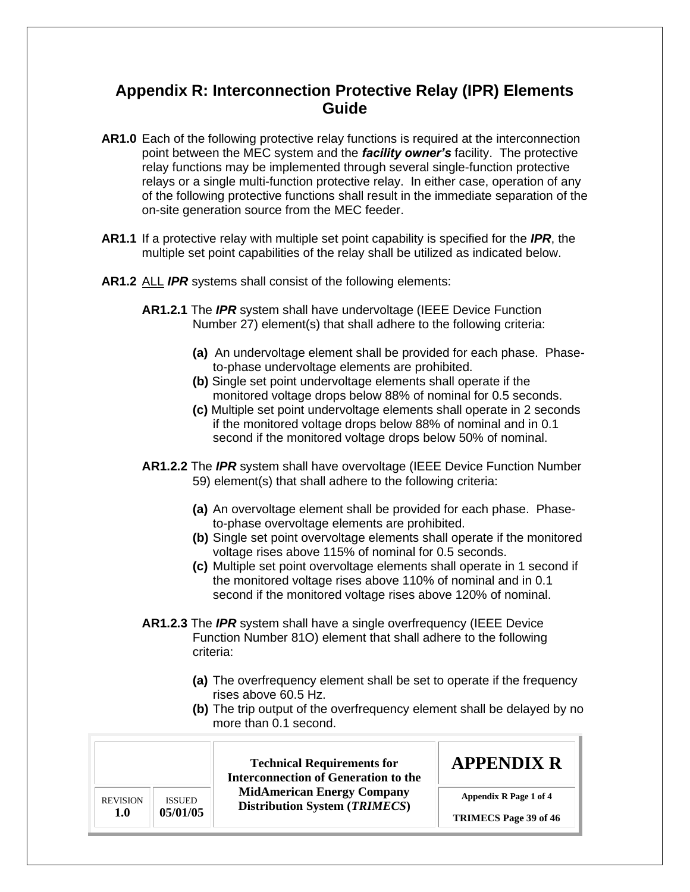# Appendix R: Interconnection Protective Relay (IPR) Elements Guide

**AR1.0** Each of the following protective relay functions is required at the interconnection point between the MEC system and the ***facility owner's*** facility. The protective relay functions may be implemented through several single-function protective relays or a single multi-function protective relay. In either case, operation of any of the following protective functions shall result in the immediate separation of the on-site generation source from the MEC feeder.

**AR1.1** If a protective relay with multiple set point capability is specified for the ***IPR***, the multiple set point capabilities of the relay shall be utilized as indicated below.

**AR1.2** <u>ALL</u> ***IPR*** systems shall consist of the following elements:

**AR1.2.1** The ***IPR*** system shall have undervoltage (IEEE Device Function Number 27) element(s) that shall adhere to the following criteria:

- **(a)** An undervoltage element shall be provided for each phase. Phase-to-phase undervoltage elements are prohibited.
- **(b)** Single set point undervoltage elements shall operate if the monitored voltage drops below 88% of nominal for 0.5 seconds.
- **(c)** Multiple set point undervoltage elements shall operate in 2 seconds if the monitored voltage drops below 88% of nominal and in 0.1 second if the monitored voltage drops below 50% of nominal.

**AR1.2.2** The ***IPR*** system shall have overvoltage (IEEE Device Function Number 59) element(s) that shall adhere to the following criteria:

- **(a)** An overvoltage element shall be provided for each phase. Phase-to-phase overvoltage elements are prohibited.
- **(b)** Single set point overvoltage elements shall operate if the monitored voltage rises above 115% of nominal for 0.5 seconds.
- **(c)** Multiple set point overvoltage elements shall operate in 1 second if the monitored voltage rises above 110% of nominal and in 0.1 second if the monitored voltage rises above 120% of nominal.

**AR1.2.3** The ***IPR*** system shall have a single overfrequency (IEEE Device Function Number 81O) element that shall adhere to the following criteria:

- **(a)** The overfrequency element shall be set to operate if the frequency rises above 60.5 Hz.
- **(b)** The trip output of the overfrequency element shall be delayed by no more than 0.1 second.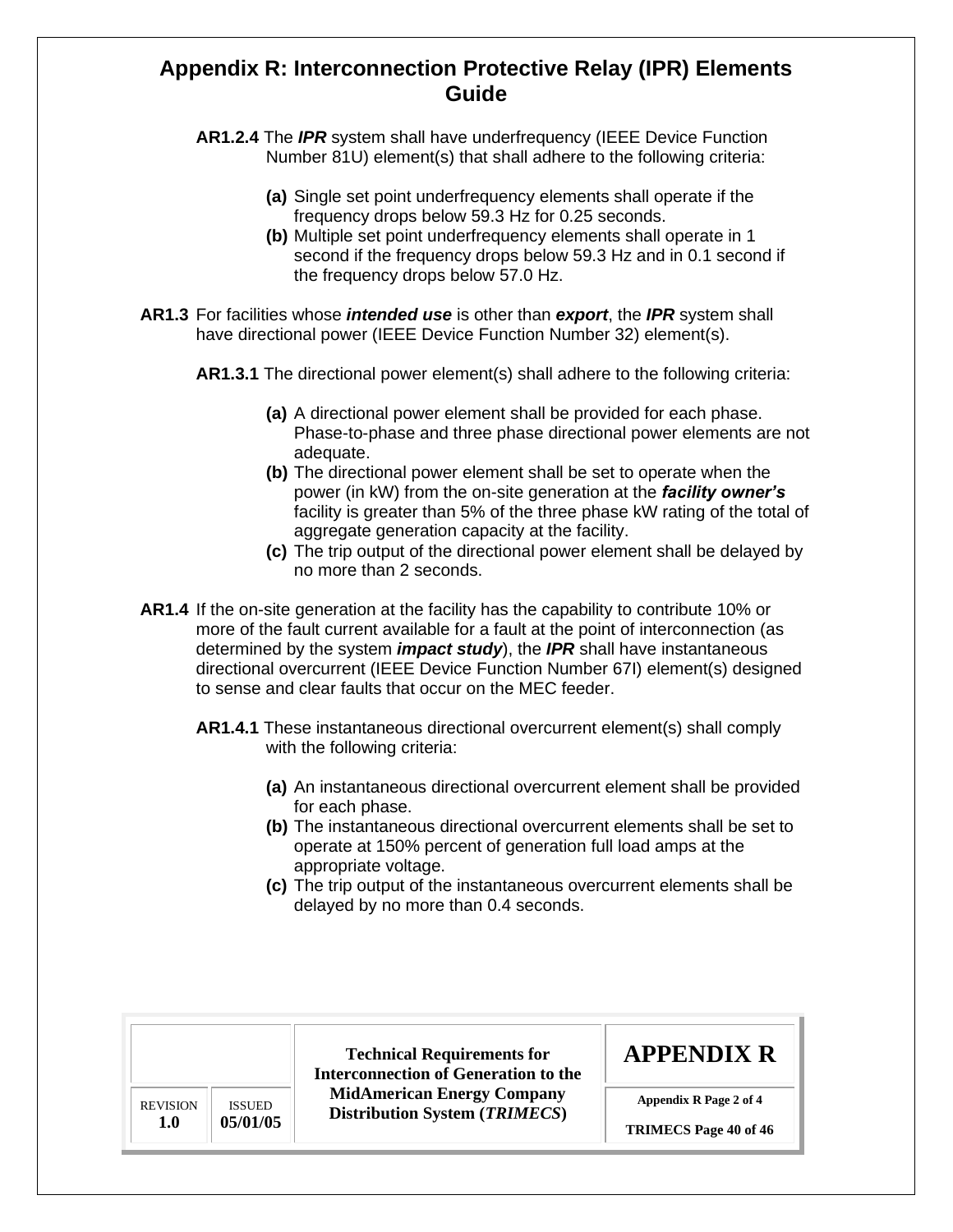# Appendix R: Interconnection Protective Relay (IPR) Elements Guide

**AR1.2.4** The ***IPR*** system shall have underfrequency (IEEE Device Function Number 81U) element(s) that shall adhere to the following criteria:

- **(a)** Single set point underfrequency elements shall operate if the frequency drops below 59.3 Hz for 0.25 seconds.
- **(b)** Multiple set point underfrequency elements shall operate in 1 second if the frequency drops below 59.3 Hz and in 0.1 second if the frequency drops below 57.0 Hz.

**AR1.3** For facilities whose ***intended use*** is other than ***export***, the ***IPR*** system shall have directional power (IEEE Device Function Number 32) element(s).

**AR1.3.1** The directional power element(s) shall adhere to the following criteria:

- **(a)** A directional power element shall be provided for each phase. Phase-to-phase and three phase directional power elements are not adequate.
- **(b)** The directional power element shall be set to operate when the power (in kW) from the on-site generation at the ***facility owner's*** facility is greater than 5% of the three phase kW rating of the total of aggregate generation capacity at the facility.
- **(c)** The trip output of the directional power element shall be delayed by no more than 2 seconds.

**AR1.4** If the on-site generation at the facility has the capability to contribute 10% or more of the fault current available for a fault at the point of interconnection (as determined by the system ***impact study***), the ***IPR*** shall have instantaneous directional overcurrent (IEEE Device Function Number 67I) element(s) designed to sense and clear faults that occur on the MEC feeder.

**AR1.4.1** These instantaneous directional overcurrent element(s) shall comply with the following criteria:

- **(a)** An instantaneous directional overcurrent element shall be provided for each phase.
- **(b)** The instantaneous directional overcurrent elements shall be set to operate at 150% percent of generation full load amps at the appropriate voltage.
- **(c)** The trip output of the instantaneous overcurrent elements shall be delayed by no more than 0.4 seconds.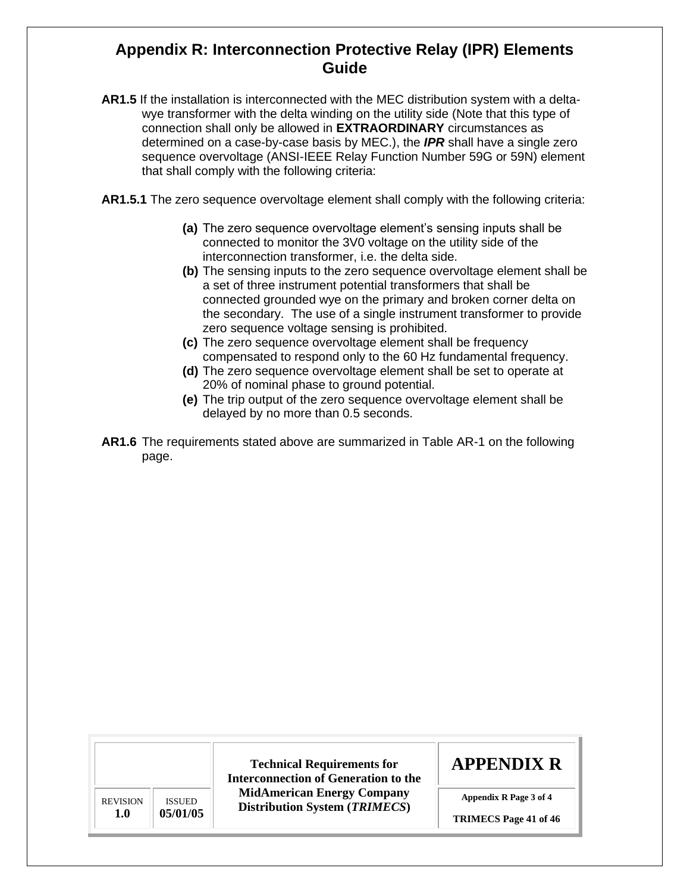# Appendix R: Interconnection Protective Relay (IPR) Elements Guide

**AR1.5** If the installation is interconnected with the MEC distribution system with a delta-wye transformer with the delta winding on the utility side (Note that this type of connection shall only be allowed in **EXTRAORDINARY** circumstances as determined on a case-by-case basis by MEC.), the ***IPR*** shall have a single zero sequence overvoltage (ANSI-IEEE Relay Function Number 59G or 59N) element that shall comply with the following criteria:

**AR1.5.1** The zero sequence overvoltage element shall comply with the following criteria:

- **(a)** The zero sequence overvoltage element's sensing inputs shall be connected to monitor the 3V0 voltage on the utility side of the interconnection transformer, i.e. the delta side.
- **(b)** The sensing inputs to the zero sequence overvoltage element shall be a set of three instrument potential transformers that shall be connected grounded wye on the primary and broken corner delta on the secondary. The use of a single instrument transformer to provide zero sequence voltage sensing is prohibited.
- **(c)** The zero sequence overvoltage element shall be frequency compensated to respond only to the 60 Hz fundamental frequency.
- **(d)** The zero sequence overvoltage element shall be set to operate at 20% of nominal phase to ground potential.
- **(e)** The trip output of the zero sequence overvoltage element shall be delayed by no more than 0.5 seconds.

**AR1.6** The requirements stated above are summarized in Table AR-1 on the following page.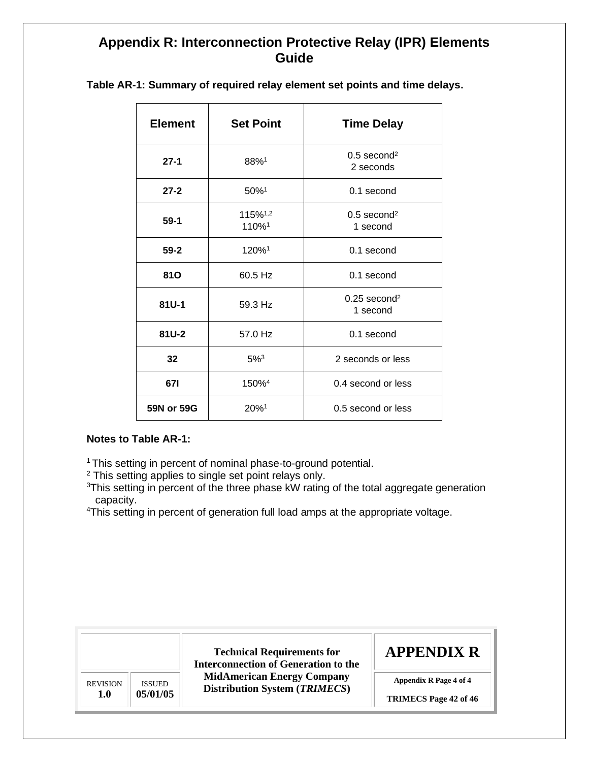# Appendix R: Interconnection Protective Relay (IPR) Elements Guide

**Table AR-1: Summary of required relay element set points and time delays.**

| Element | Set Point | Time Delay |
|---|---|---|
| **27-1** | 88%[1] | 0.5 second[2]<br>2 seconds |
| **27-2** | 50%[1] | 0.1 second |
| **59-1** | 115%[1,2]<br>110%[1] | 0.5 second[2]<br>1 second |
| **59-2** | 120%[1] | 0.1 second |
| **81O** | 60.5 Hz | 0.1 second |
| **81U-1** | 59.3 Hz | 0.25 second[2]<br>1 second |
| **81U-2** | 57.0 Hz | 0.1 second |
| **32** | 5%[3] | 2 seconds or less |
| **67I** | 150%[4] | 0.4 second or less |
| **59N or 59G** | 20%[1] | 0.5 second or less |

**Notes to Table AR-1:**

[1] This setting in percent of nominal phase-to-ground potential.
[2] This setting applies to single set point relays only.
[3] This setting in percent of the three phase kW rating of the total aggregate generation capacity.
[4] This setting in percent of generation full load amps at the appropriate voltage.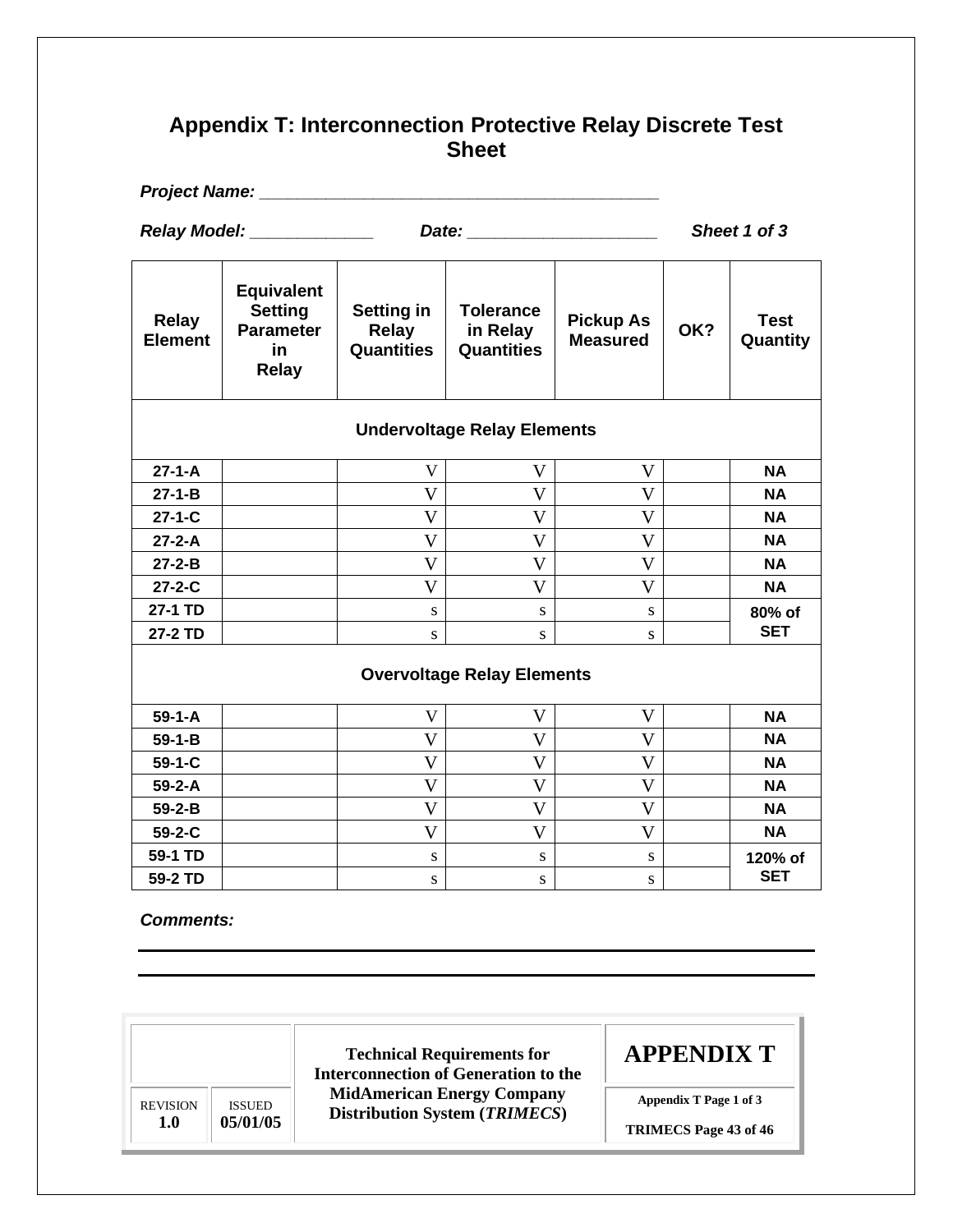## Appendix T: Interconnection Protective Relay Discrete Test Sheet

***Project Name:*** ___________________________________________

***Relay Model:*** _____________ ***Date:*** ____________________ ***Sheet 1 of 3***

| Relay Element | Equivalent Setting Parameter in Relay | Setting in Relay Quantities | Tolerance in Relay Quantities | Pickup As Measured | OK? | Test Quantity |
|---|---|---|---|---|---|---|
| **Undervoltage Relay Elements** | | | | | | |
| 27-1-A | | V | V | V | | NA |
| 27-1-B | | V | V | V | | NA |
| 27-1-C | | V | V | V | | NA |
| 27-2-A | | V | V | V | | NA |
| 27-2-B | | V | V | V | | NA |
| 27-2-C | | V | V | V | | NA |
| 27-1 TD | | s | s | s | | 80% of SET |
| 27-2 TD | | s | s | s | | |
| **Overvoltage Relay Elements** | | | | | | |
| 59-1-A | | V | V | V | | NA |
| 59-1-B | | V | V | V | | NA |
| 59-1-C | | V | V | V | | NA |
| 59-2-A | | V | V | V | | NA |
| 59-2-B | | V | V | V | | NA |
| 59-2-C | | V | V | V | | NA |
| 59-1 TD | | s | s | s | | 120% of SET |
| 59-2 TD | | s | s | s | | |

***Comments:***

___________________________________________

___________________________________________

| REVISION 1.0 | ISSUED 05/01/05 | Technical Requirements for Interconnection of Generation to the MidAmerican Energy Company Distribution System (*TRIMECS*) | APPENDIX T — Appendix T Page 1 of 3 — TRIMECS Page 43 of 46 |
|---|---|---|---|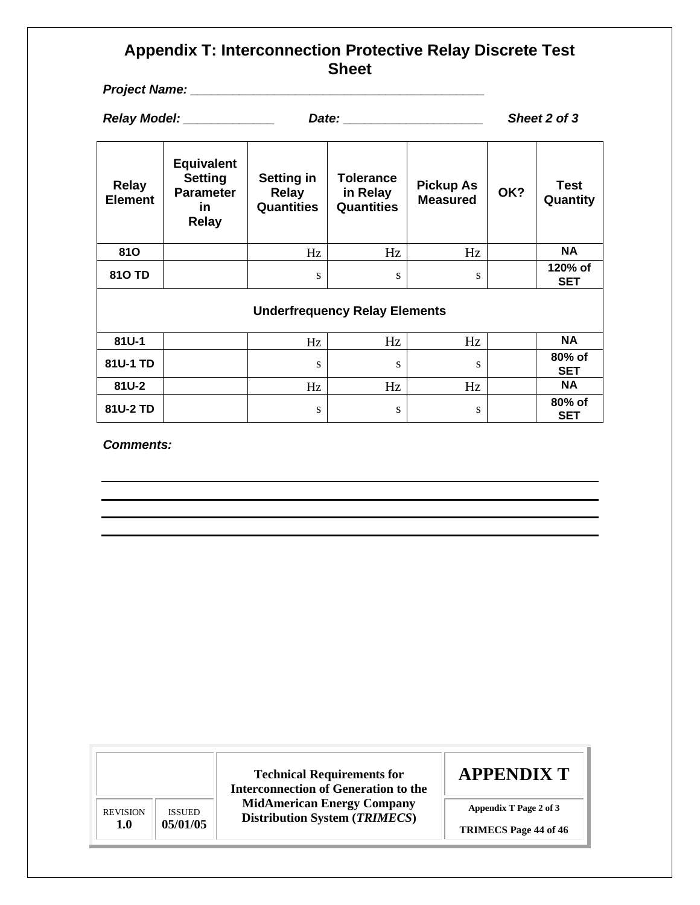# Appendix T: Interconnection Protective Relay Discrete Test Sheet

***Project Name:*** ___________________________________________

***Relay Model:*** _____________ ***Date:*** ____________________ ***Sheet 2 of 3***

| Relay Element | Equivalent Setting Parameter in Relay | Setting in Relay Quantities | Tolerance in Relay Quantities | Pickup As Measured | OK? | Test Quantity |
|---|---|---|---|---|---|---|
| **81O** | | Hz | Hz | Hz | | **NA** |
| **81O TD** | | s | s | s | | **120% of SET** |
| **Underfrequency Relay Elements** | | | | | | |
| **81U-1** | | Hz | Hz | Hz | | **NA** |
| **81U-1 TD** | | s | s | s | | **80% of SET** |
| **81U-2** | | Hz | Hz | Hz | | **NA** |
| **81U-2 TD** | | s | s | s | | **80% of SET** |

***Comments:***

___________________________________________________________________________

___________________________________________________________________________

___________________________________________________________________________

___________________________________________________________________________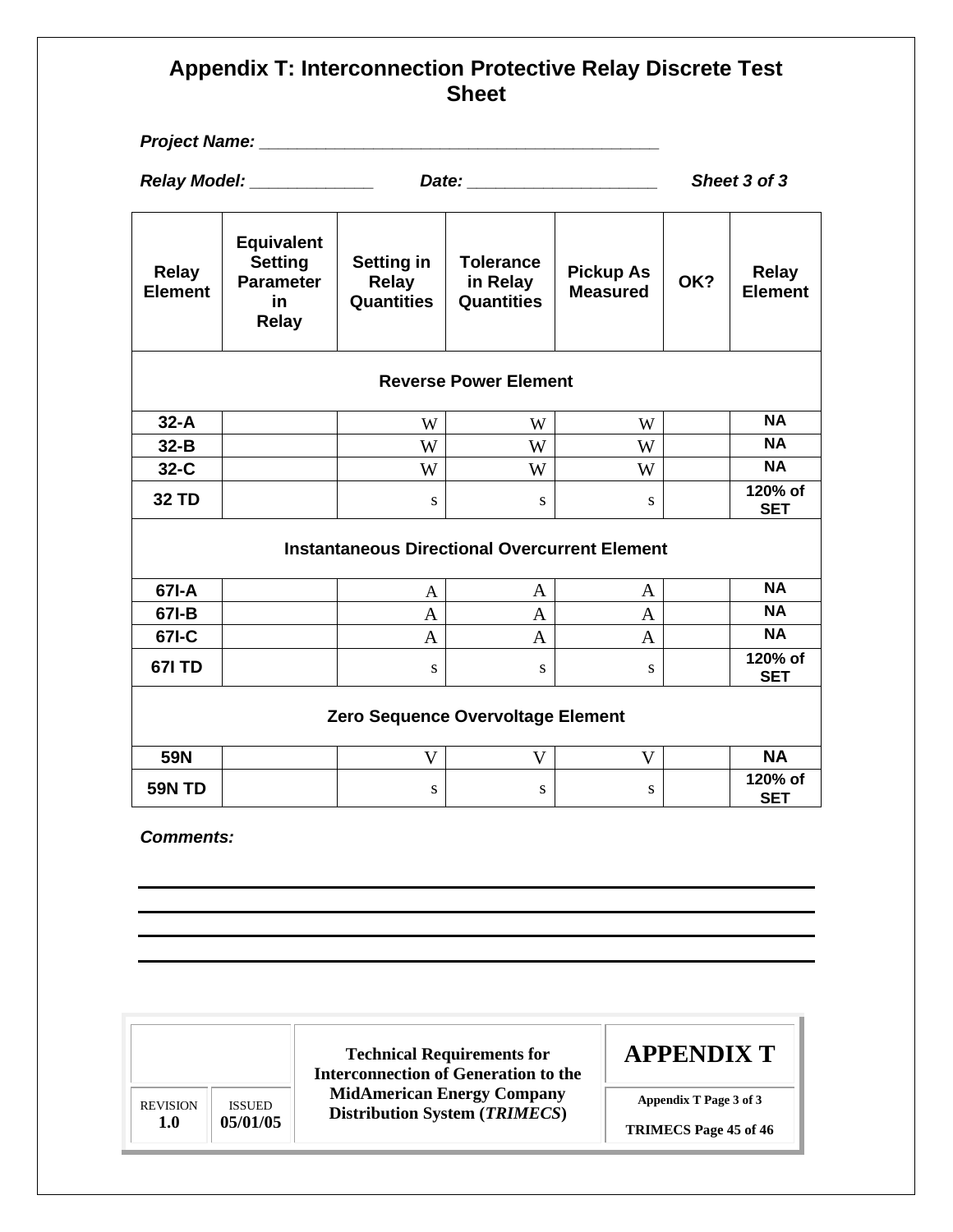# Appendix T: Interconnection Protective Relay Discrete Test Sheet

***Project Name:*** ___________________________________________

***Relay Model:*** _____________ ***Date:*** ____________________ ***Sheet 3 of 3***

| Relay Element | Equivalent Setting Parameter in Relay | Setting in Relay Quantities | Tolerance in Relay Quantities | Pickup As Measured | OK? | Relay Element |
|---|---|---|---|---|---|---|
| **Reverse Power Element** | | | | | | |
| 32-A | | W | W | W | | NA |
| 32-B | | W | W | W | | NA |
| 32-C | | W | W | W | | NA |
| 32 TD | | s | s | s | | 120% of SET |
| **Instantaneous Directional Overcurrent Element** | | | | | | |
| 67I-A | | A | A | A | | NA |
| 67I-B | | A | A | A | | NA |
| 67I-C | | A | A | A | | NA |
| 67I TD | | s | s | s | | 120% of SET |
| **Zero Sequence Overvoltage Element** | | | | | | |
| 59N | | V | V | V | | NA |
| 59N TD | | s | s | s | | 120% of SET |

***Comments:***

___________________________________________________________________________

___________________________________________________________________________

___________________________________________________________________________

___________________________________________________________________________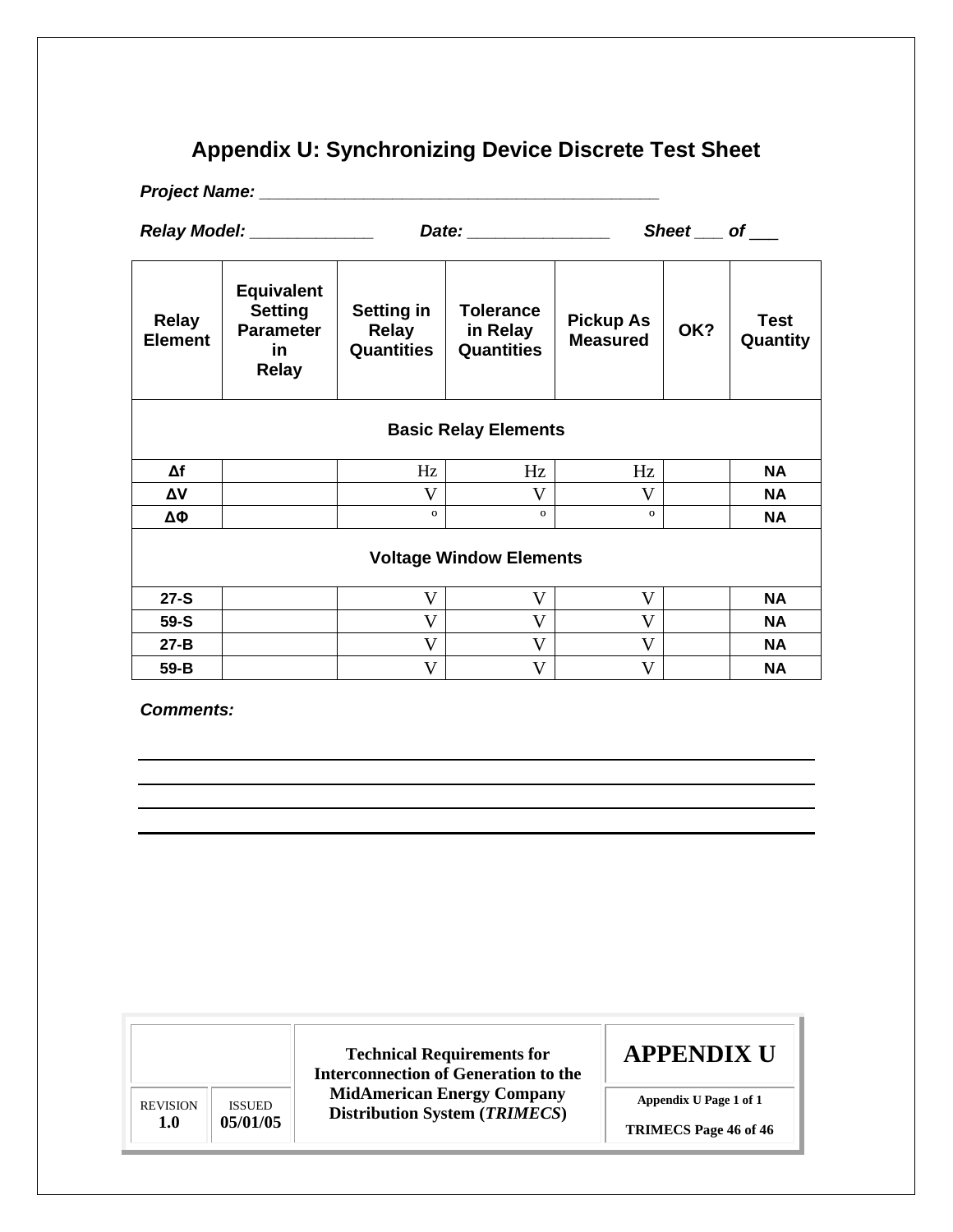# Appendix U: Synchronizing Device Discrete Test Sheet

***Project Name:*** ___________________________________________

***Relay Model:*** _____________ ***Date:*** _______________ ***Sheet*** ___ ***of*** ___

| Relay Element | Equivalent Setting Parameter in Relay | Setting in Relay Quantities | Tolerance in Relay Quantities | Pickup As Measured | OK? | Test Quantity |
|---|---|---|---|---|---|---|
| **Basic Relay Elements** | | | | | | |
| **Δf** | | Hz | Hz | Hz | | **NA** |
| **ΔV** | | V | V | V | | **NA** |
| **ΔΦ** | | ° | ° | ° | | **NA** |
| **Voltage Window Elements** | | | | | | |
| **27-S** | | V | V | V | | **NA** |
| **59-S** | | V | V | V | | **NA** |
| **27-B** | | V | V | V | | **NA** |
| **59-B** | | V | V | V | | **NA** |

***Comments:***

___________________________________________________________________________

___________________________________________________________________________

___________________________________________________________________________

___________________________________________________________________________